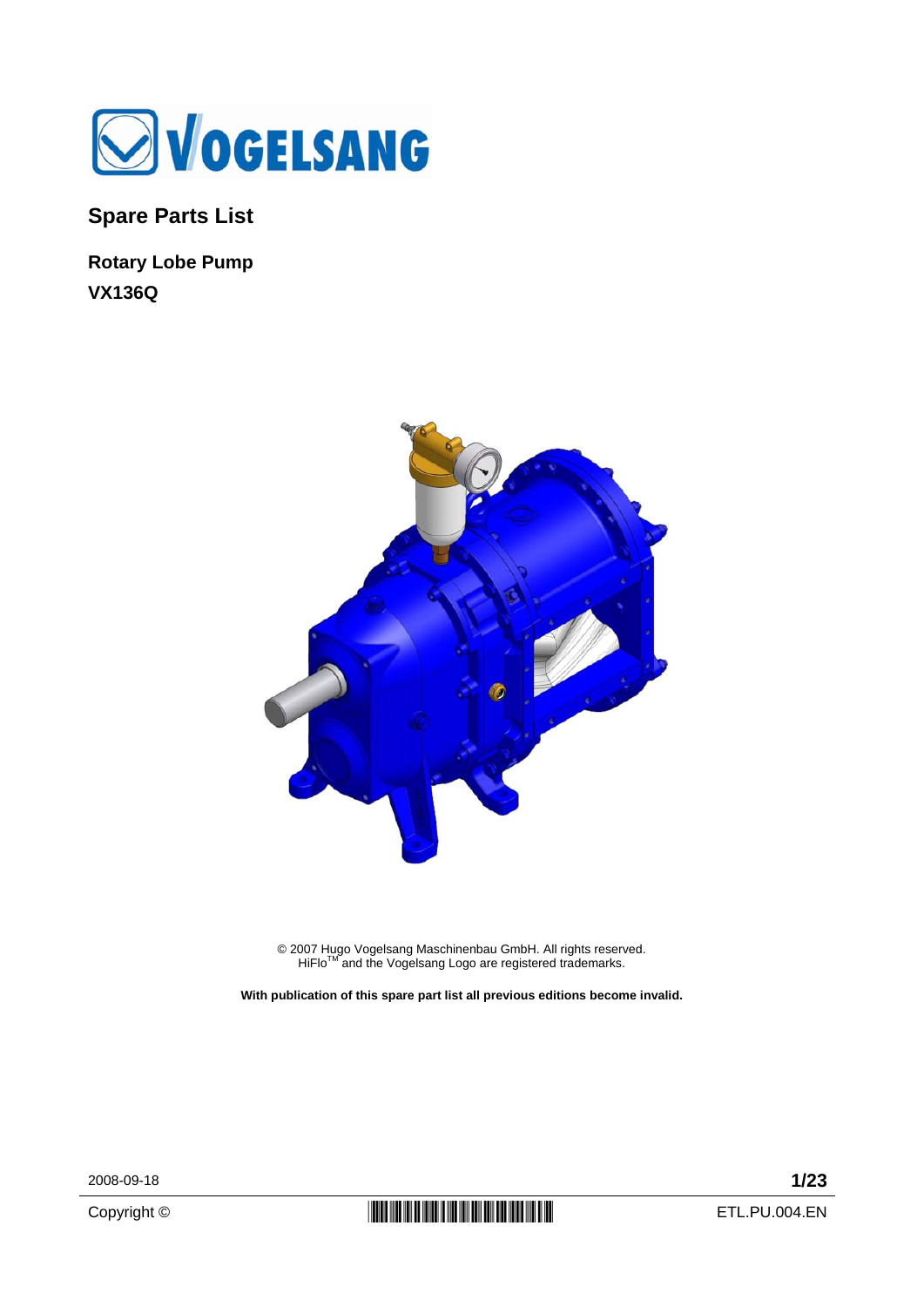# Spare Parts List

## Rotary Lobe Pump

## VX136Q

© 2007 Hugo Vogelsang Maschinenbau GmbH. All rights reserved.
HiFlo™ and the Vogelsang Logo are registered trademarks.

**With publication of this spare part list all previous editions become invalid.**

2008-09-18

Copyright ©

ETL.PU.004.EN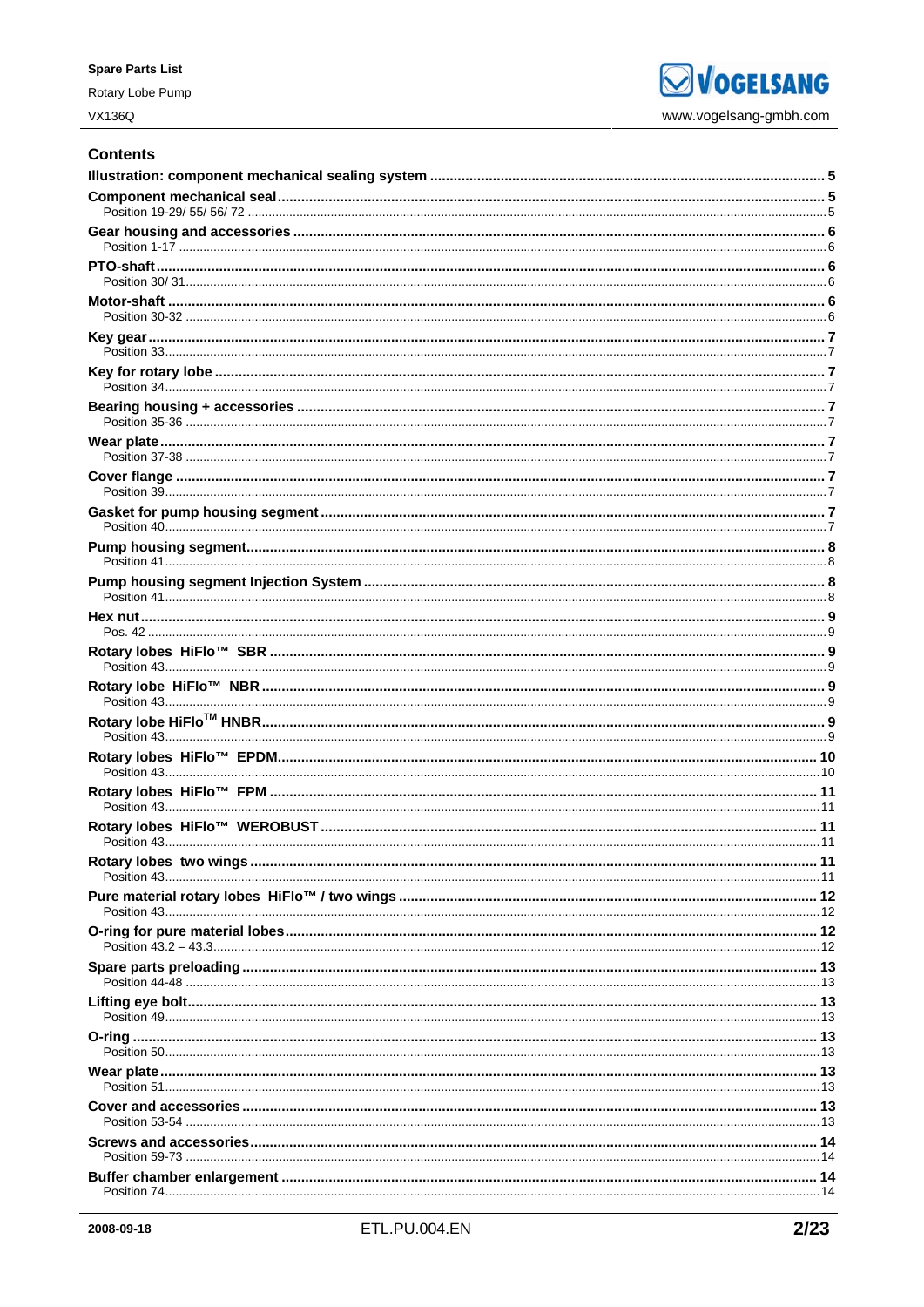## Contents

**Illustration: component mechanical sealing system** ..... **5**

**Component mechanical seal** ..... **5**
Position 19-29/ 55/ 56/ 72 ..... 5

**Gear housing and accessories** ..... **6**
Position 1-17 ..... 6

**PTO-shaft** ..... **6**
Position 30/ 31 ..... 6

**Motor-shaft** ..... **6**
Position 30-32 ..... 6

**Key gear** ..... **7**
Position 33 ..... 7

**Key for rotary lobe** ..... **7**
Position 34 ..... 7

**Bearing housing + accessories** ..... **7**
Position 35-36 ..... 7

**Wear plate** ..... **7**
Position 37-38 ..... 7

**Cover flange** ..... **7**
Position 39 ..... 7

**Gasket for pump housing segment** ..... **7**
Position 40 ..... 7

**Pump housing segment** ..... **8**
Position 41 ..... 8

**Pump housing segment Injection System** ..... **8**
Position 41 ..... 8

**Hex nut** ..... **9**
Pos. 42 ..... 9

**Rotary lobes HiFlo™ SBR** ..... **9**
Position 43 ..... 9

**Rotary lobe HiFlo™ NBR** ..... **9**
Position 43 ..... 9

**Rotary lobe HiFlo™ HNBR** ..... **9**
Position 43 ..... 9

**Rotary lobes HiFlo™ EPDM** ..... **10**
Position 43 ..... 10

**Rotary lobes HiFlo™ FPM** ..... **11**
Position 43 ..... 11

**Rotary lobes HiFlo™ WEROBUST** ..... **11**
Position 43 ..... 11

**Rotary lobes two wings** ..... **11**
Position 43 ..... 11

**Pure material rotary lobes HiFlo™ / two wings** ..... **12**
Position 43 ..... 12

**O-ring for pure material lobes** ..... **12**
Position 43.2 – 43.3 ..... 12

**Spare parts preloading** ..... **13**
Position 44-48 ..... 13

**Lifting eye bolt** ..... **13**
Position 49 ..... 13

**O-ring** ..... **13**
Position 50 ..... 13

**Wear plate** ..... **13**
Position 51 ..... 13

**Cover and accessories** ..... **13**
Position 53-54 ..... 13

**Screws and accessories** ..... **14**
Position 59-73 ..... 14

**Buffer chamber enlargement** ..... **14**
Position 74 ..... 14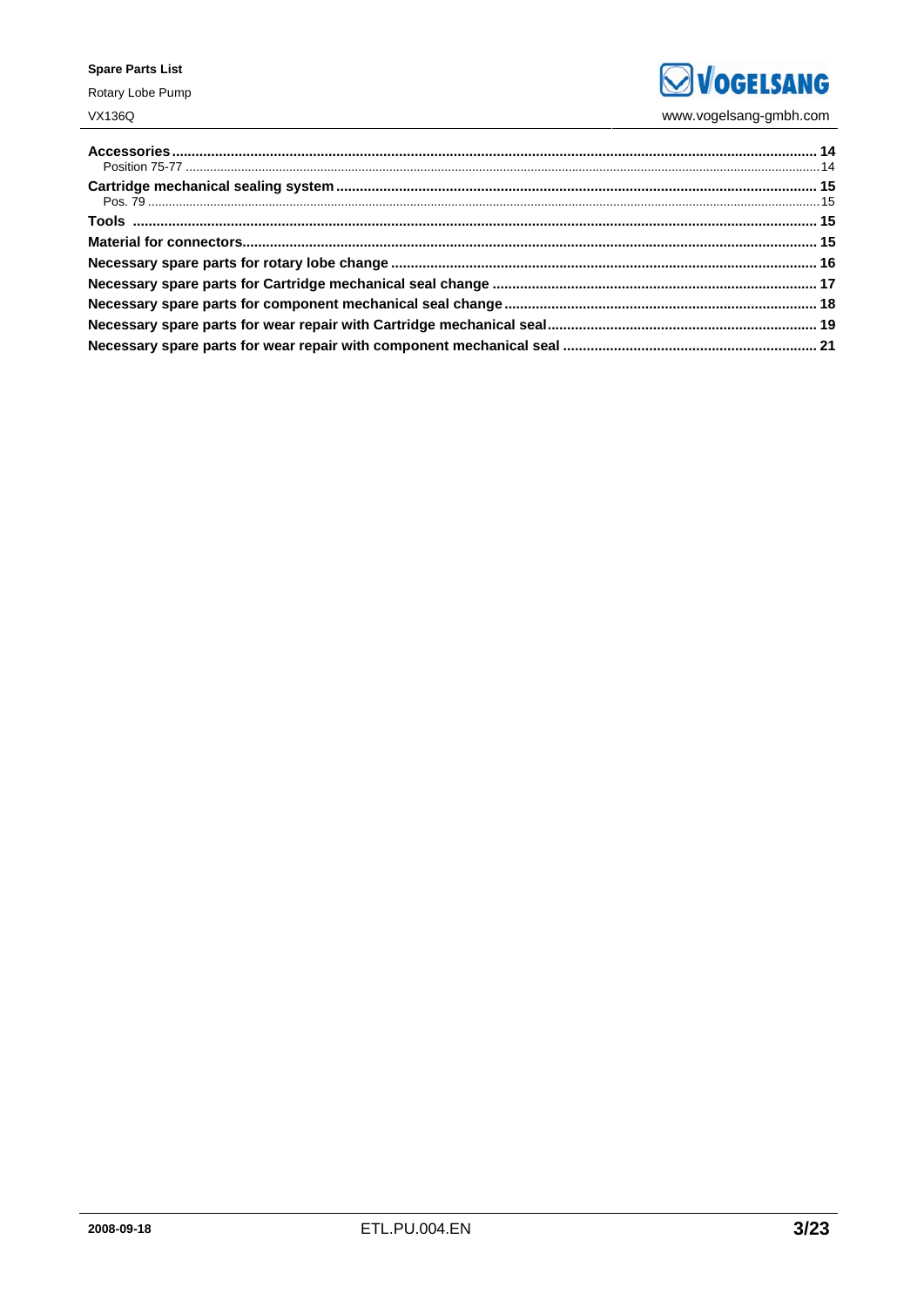**Accessories** ........................................................................................................................................ 14
  Position 75-77 ........................................................................................................................................ 14
**Cartridge mechanical sealing system** ........................................................................................................................................ 15
  Pos. 79 ........................................................................................................................................ 15
**Tools** ........................................................................................................................................ 15
**Material for connectors** ........................................................................................................................................ 15
**Necessary spare parts for rotary lobe change** ........................................................................................................................................ 16
**Necessary spare parts for Cartridge mechanical seal change** ........................................................................................................................................ 17
**Necessary spare parts for component mechanical seal change** ........................................................................................................................................ 18
**Necessary spare parts for wear repair with Cartridge mechanical seal** ........................................................................................................................................ 19
**Necessary spare parts for wear repair with component mechanical seal** ........................................................................................................................................ 21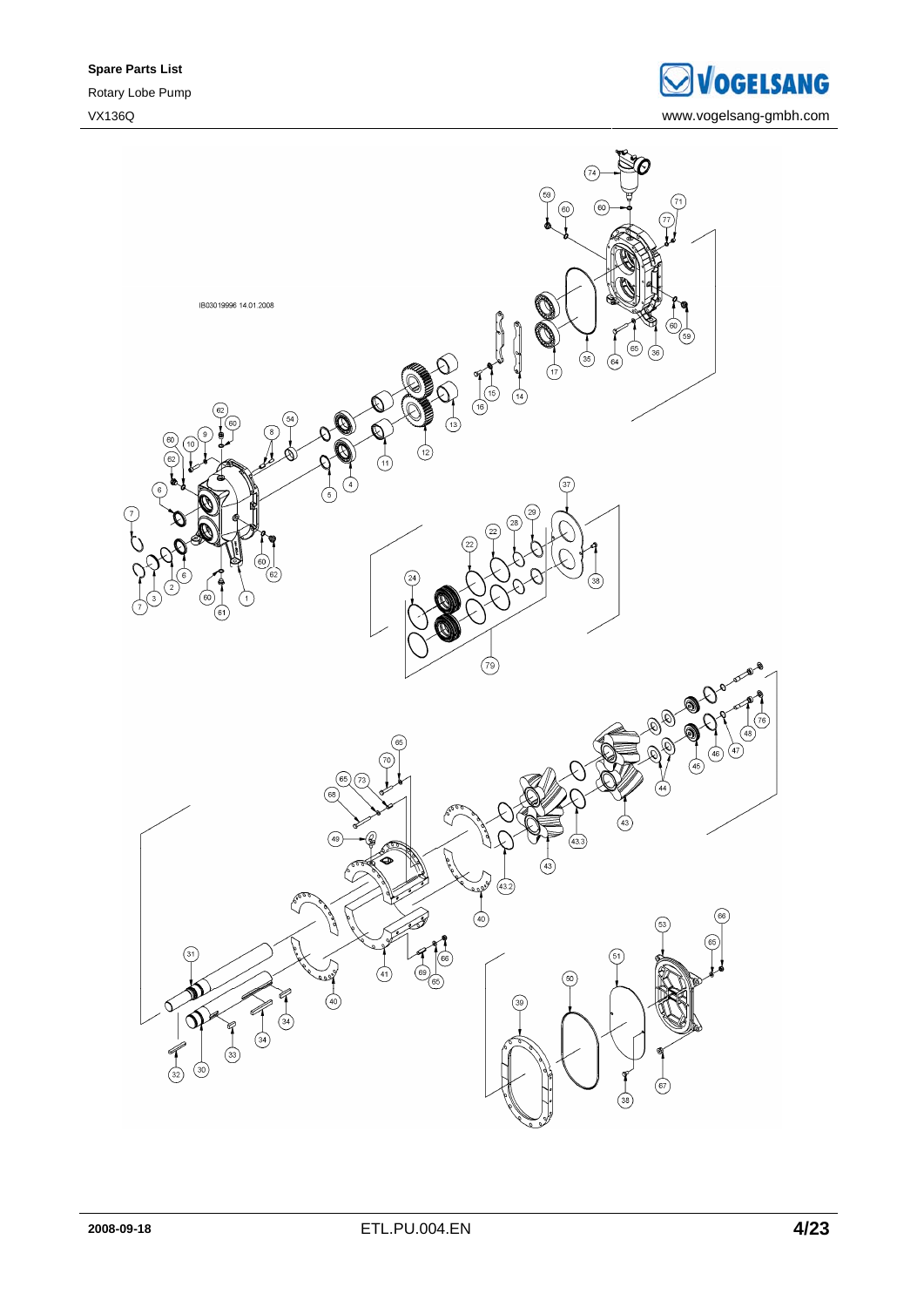**Spare Parts List**

Rotary Lobe Pump

VX136Q

www.vogelsang-gmbh.com

IB03019996 14.01.2008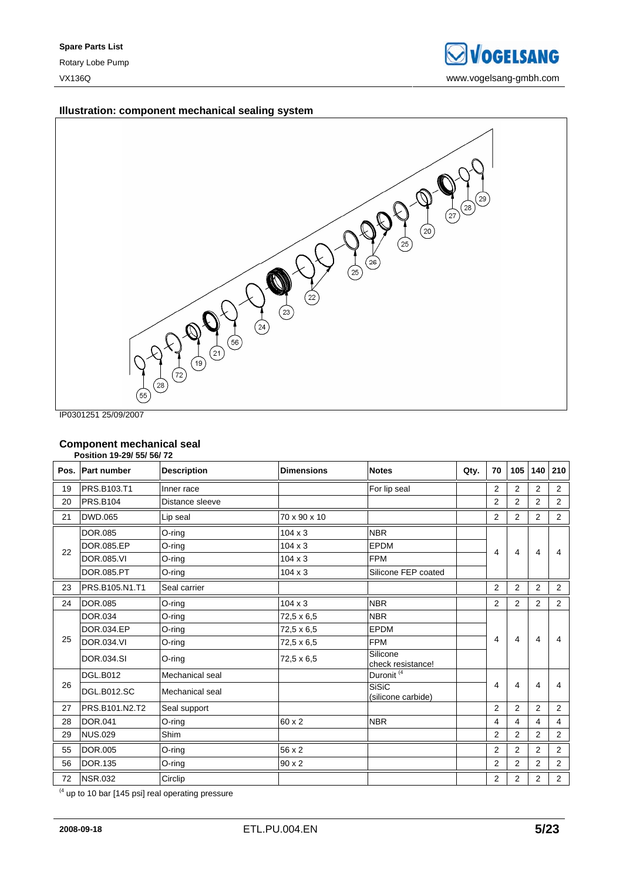## Illustration: component mechanical sealing system

IP0301251 25/09/2007

## Component mechanical seal

**Position 19-29/ 55/ 56/ 72**

| Pos. | Part number | Description | Dimensions | Notes | Qty. | 70 | 105 | 140 | 210 |
|---|---|---|---|---|---|---|---|---|---|
| 19 | PRS.B103.T1 | Inner race | | For lip seal | | 2 | 2 | 2 | 2 |
| 20 | PRS.B104 | Distance sleeve | | | | 2 | 2 | 2 | 2 |
| 21 | DWD.065 | Lip seal | 70 x 90 x 10 | | | 2 | 2 | 2 | 2 |
| 22 | DOR.085 | O-ring | 104 x 3 | NBR | | 4 | 4 | 4 | 4 |
| | DOR.085.EP | O-ring | 104 x 3 | EPDM | | | | | |
| | DOR.085.VI | O-ring | 104 x 3 | FPM | | | | | |
| | DOR.085.PT | O-ring | 104 x 3 | Silicone FEP coated | | | | | |
| 23 | PRS.B105.N1.T1 | Seal carrier | | | | 2 | 2 | 2 | 2 |
| 24 | DOR.085 | O-ring | 104 x 3 | NBR | | 2 | 2 | 2 | 2 |
| 25 | DOR.034 | O-ring | 72,5 x 6,5 | NBR | | 4 | 4 | 4 | 4 |
| | DOR.034.EP | O-ring | 72,5 x 6,5 | EPDM | | | | | |
| | DOR.034.VI | O-ring | 72,5 x 6,5 | FPM | | | | | |
| | DOR.034.SI | O-ring | 72,5 x 6,5 | Silicone check resistance! | | | | | |
| 26 | DGL.B012 | Mechanical seal | | Duronit [4] | | 4 | 4 | 4 | 4 |
| | DGL.B012.SC | Mechanical seal | | SiSiC (silicone carbide) | | | | | |
| 27 | PRS.B101.N2.T2 | Seal support | | | | 2 | 2 | 2 | 2 |
| 28 | DOR.041 | O-ring | 60 x 2 | NBR | | 4 | 4 | 4 | 4 |
| 29 | NUS.029 | Shim | | | | 2 | 2 | 2 | 2 |
| 55 | DOR.005 | O-ring | 56 x 2 | | | 2 | 2 | 2 | 2 |
| 56 | DOR.135 | O-ring | 90 x 2 | | | 2 | 2 | 2 | 2 |
| 72 | NSR.032 | Circlip | | | | 2 | 2 | 2 | 2 |

[4] up to 10 bar [145 psi] real operating pressure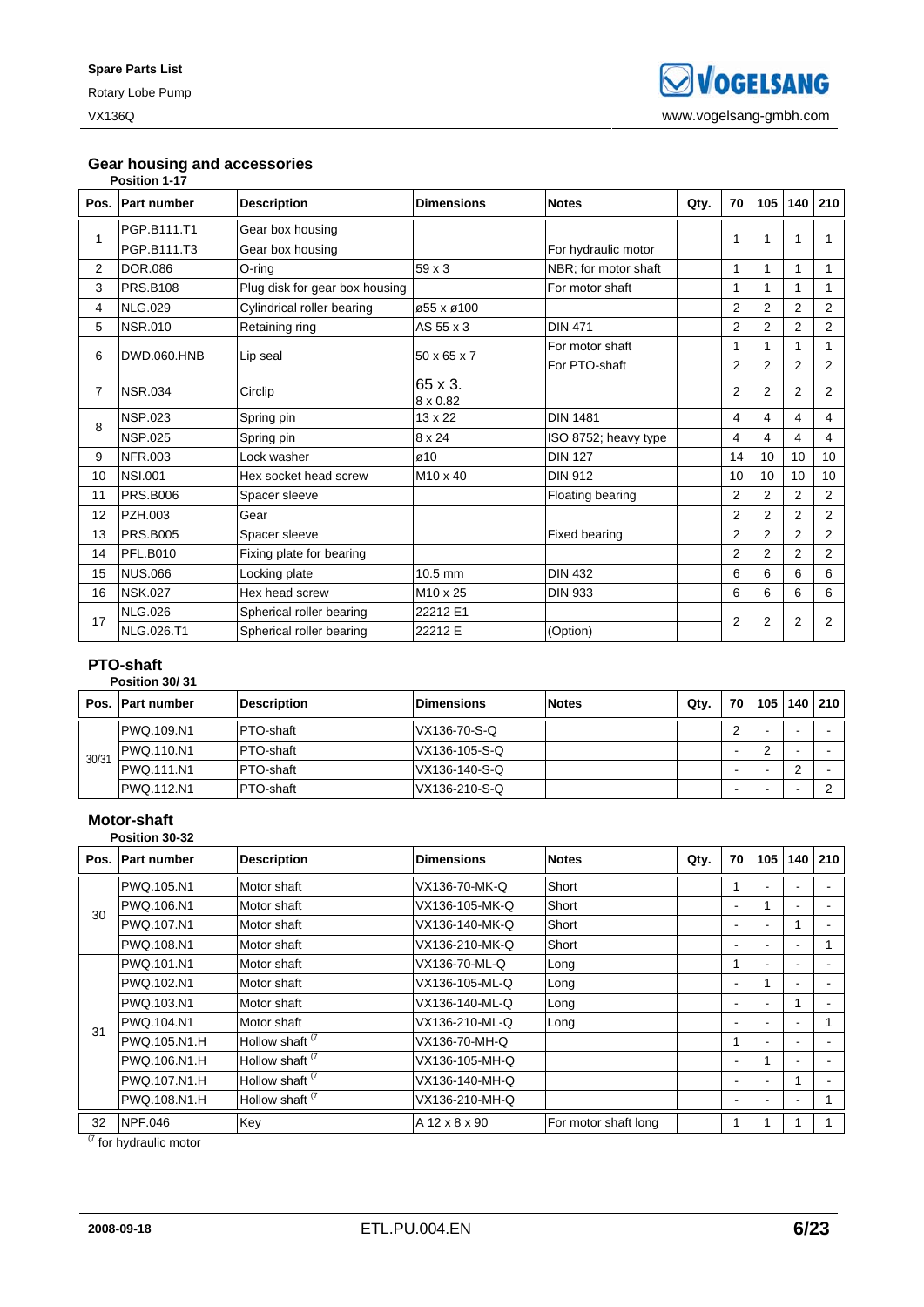## Gear housing and accessories

**Position 1-17**

| Pos. | Part number | Description | Dimensions | Notes | Qty. | 70 | 105 | 140 | 210 |
|---|---|---|---|---|---|---|---|---|---|
| 1 | PGP.B111.T1 | Gear box housing | | | | 1 | 1 | 1 | 1 |
| | PGP.B111.T3 | Gear box housing | | For hydraulic motor | | | | | |
| 2 | DOR.086 | O-ring | 59 x 3 | NBR; for motor shaft | | 1 | 1 | 1 | 1 |
| 3 | PRS.B108 | Plug disk for gear box housing | | For motor shaft | | 1 | 1 | 1 | 1 |
| 4 | NLG.029 | Cylindrical roller bearing | ø55 x ø100 | | | 2 | 2 | 2 | 2 |
| 5 | NSR.010 | Retaining ring | AS 55 x 3 | DIN 471 | | 2 | 2 | 2 | 2 |
| 6 | DWD.060.HNB | Lip seal | 50 x 65 x 7 | For motor shaft | | 1 | 1 | 1 | 1 |
| | | | | For PTO-shaft | | 2 | 2 | 2 | 2 |
| 7 | NSR.034 | Circlip | 65 x 3. 8 x 0.82 | | | 2 | 2 | 2 | 2 |
| 8 | NSP.023 | Spring pin | 13 x 22 | DIN 1481 | | 4 | 4 | 4 | 4 |
| | NSP.025 | Spring pin | 8 x 24 | ISO 8752; heavy type | | 4 | 4 | 4 | 4 |
| 9 | NFR.003 | Lock washer | ø10 | DIN 127 | | 14 | 10 | 10 | 10 |
| 10 | NSI.001 | Hex socket head screw | M10 x 40 | DIN 912 | | 10 | 10 | 10 | 10 |
| 11 | PRS.B006 | Spacer sleeve | | Floating bearing | | 2 | 2 | 2 | 2 |
| 12 | PZH.003 | Gear | | | | 2 | 2 | 2 | 2 |
| 13 | PRS.B005 | Spacer sleeve | | Fixed bearing | | 2 | 2 | 2 | 2 |
| 14 | PFL.B010 | Fixing plate for bearing | | | | 2 | 2 | 2 | 2 |
| 15 | NUS.066 | Locking plate | 10.5 mm | DIN 432 | | 6 | 6 | 6 | 6 |
| 16 | NSK.027 | Hex head screw | M10 x 25 | DIN 933 | | 6 | 6 | 6 | 6 |
| 17 | NLG.026 | Spherical roller bearing | 22212 E1 | | | 2 | 2 | 2 | 2 |
| | NLG.026.T1 | Spherical roller bearing | 22212 E | (Option) | | | | | |

## PTO-shaft

**Position 30/ 31**

| Pos. | Part number | Description | Dimensions | Notes | Qty. | 70 | 105 | 140 | 210 |
|---|---|---|---|---|---|---|---|---|---|
| 30/31 | PWQ.109.N1 | PTO-shaft | VX136-70-S-Q | | | 2 | - | - | - |
| | PWQ.110.N1 | PTO-shaft | VX136-105-S-Q | | | - | 2 | - | - |
| | PWQ.111.N1 | PTO-shaft | VX136-140-S-Q | | | - | - | 2 | - |
| | PWQ.112.N1 | PTO-shaft | VX136-210-S-Q | | | - | - | - | 2 |

## Motor-shaft

**Position 30-32**

| Pos. | Part number | Description | Dimensions | Notes | Qty. | 70 | 105 | 140 | 210 |
|---|---|---|---|---|---|---|---|---|---|
| 30 | PWQ.105.N1 | Motor shaft | VX136-70-MK-Q | Short | | 1 | - | - | - |
| | PWQ.106.N1 | Motor shaft | VX136-105-MK-Q | Short | | - | 1 | - | - |
| | PWQ.107.N1 | Motor shaft | VX136-140-MK-Q | Short | | - | - | 1 | - |
| | PWQ.108.N1 | Motor shaft | VX136-210-MK-Q | Short | | - | - | - | 1 |
| 31 | PWQ.101.N1 | Motor shaft | VX136-70-ML-Q | Long | | 1 | - | - | - |
| | PWQ.102.N1 | Motor shaft | VX136-105-ML-Q | Long | | - | 1 | - | - |
| | PWQ.103.N1 | Motor shaft | VX136-140-ML-Q | Long | | - | - | 1 | - |
| | PWQ.104.N1 | Motor shaft | VX136-210-ML-Q | Long | | - | - | - | 1 |
| | PWQ.105.N1.H | Hollow shaft [7 | VX136-70-MH-Q | | | 1 | - | - | - |
| | PWQ.106.N1.H | Hollow shaft [7 | VX136-105-MH-Q | | | - | 1 | - | - |
| | PWQ.107.N1.H | Hollow shaft [7 | VX136-140-MH-Q | | | - | - | 1 | - |
| | PWQ.108.N1.H | Hollow shaft [7 | VX136-210-MH-Q | | | - | - | - | 1 |
| 32 | NPF.046 | Key | A 12 x 8 x 90 | For motor shaft long | | 1 | 1 | 1 | 1 |

[7 for hydraulic motor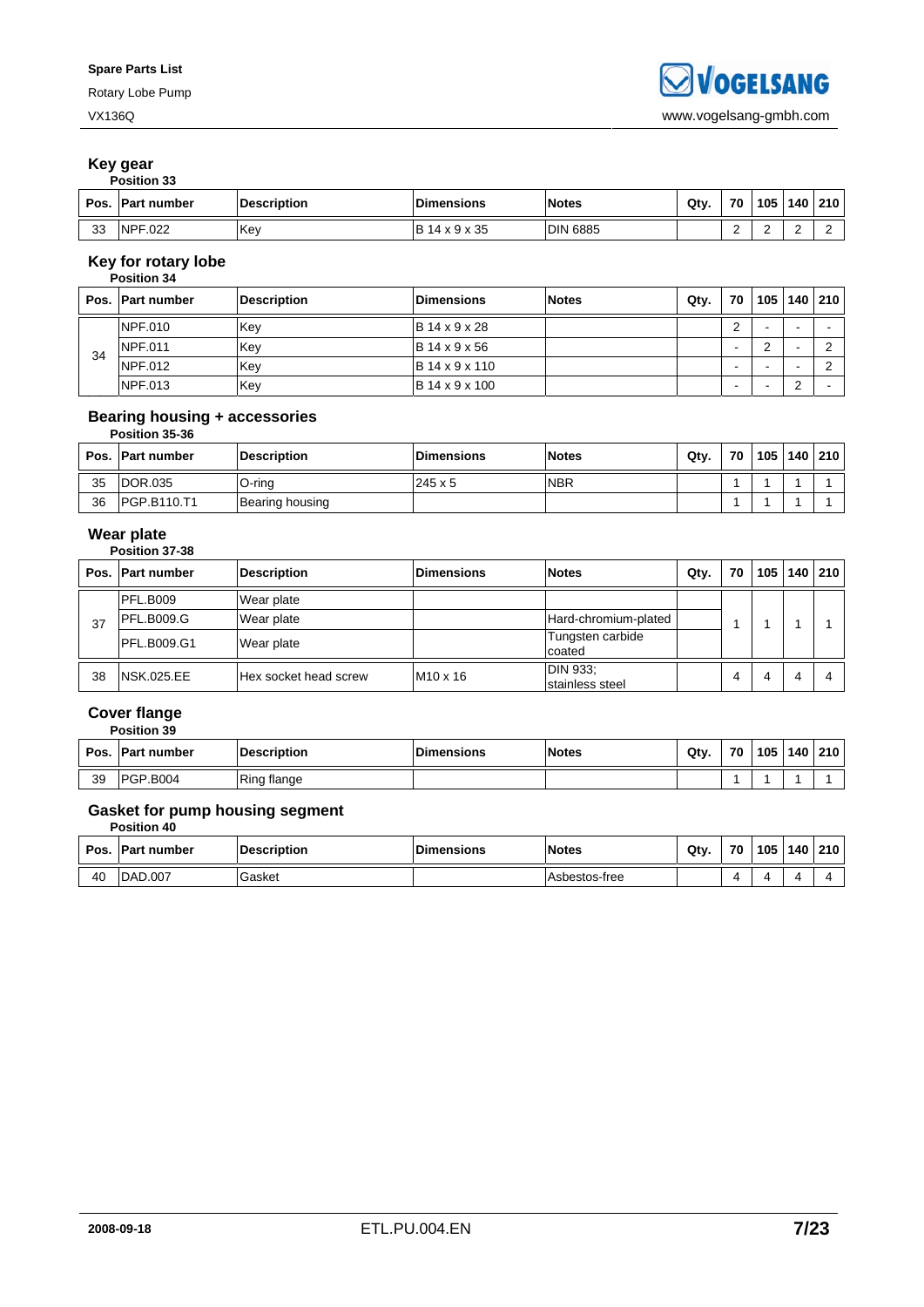## Key gear

**Position 33**

| Pos. | Part number | Description | Dimensions | Notes | Qty. | 70 | 105 | 140 | 210 |
|---|---|---|---|---|---|---|---|---|---|
| 33 | NPF.022 | Key | B 14 x 9 x 35 | DIN 6885 | | 2 | 2 | 2 | 2 |

## Key for rotary lobe

**Position 34**

| Pos. | Part number | Description | Dimensions | Notes | Qty. | 70 | 105 | 140 | 210 |
|---|---|---|---|---|---|---|---|---|---|
| 34 | NPF.010 | Key | B 14 x 9 x 28 | | | 2 | - | - | - |
| | NPF.011 | Key | B 14 x 9 x 56 | | | - | 2 | - | 2 |
| | NPF.012 | Key | B 14 x 9 x 110 | | | - | - | - | 2 |
| | NPF.013 | Key | B 14 x 9 x 100 | | | - | - | 2 | - |

## Bearing housing + accessories

**Position 35-36**

| Pos. | Part number | Description | Dimensions | Notes | Qty. | 70 | 105 | 140 | 210 |
|---|---|---|---|---|---|---|---|---|---|
| 35 | DOR.035 | O-ring | 245 x 5 | NBR | | 1 | 1 | 1 | 1 |
| 36 | PGP.B110.T1 | Bearing housing | | | | 1 | 1 | 1 | 1 |

## Wear plate

**Position 37-38**

| Pos. | Part number | Description | Dimensions | Notes | Qty. | 70 | 105 | 140 | 210 |
|---|---|---|---|---|---|---|---|---|---|
| 37 | PFL.B009 | Wear plate | | | | 1 | 1 | 1 | 1 |
| | PFL.B009.G | Wear plate | | Hard-chromium-plated | | | | | |
| | PFL.B009.G1 | Wear plate | | Tungsten carbide coated | | | | | |
| 38 | NSK.025.EE | Hex socket head screw | M10 x 16 | DIN 933; stainless steel | | 4 | 4 | 4 | 4 |

## Cover flange

**Position 39**

| Pos. | Part number | Description | Dimensions | Notes | Qty. | 70 | 105 | 140 | 210 |
|---|---|---|---|---|---|---|---|---|---|
| 39 | PGP.B004 | Ring flange | | | | 1 | 1 | 1 | 1 |

## Gasket for pump housing segment

**Position 40**

| Pos. | Part number | Description | Dimensions | Notes | Qty. | 70 | 105 | 140 | 210 |
|---|---|---|---|---|---|---|---|---|---|
| 40 | DAD.007 | Gasket | | Asbestos-free | | 4 | 4 | 4 | 4 |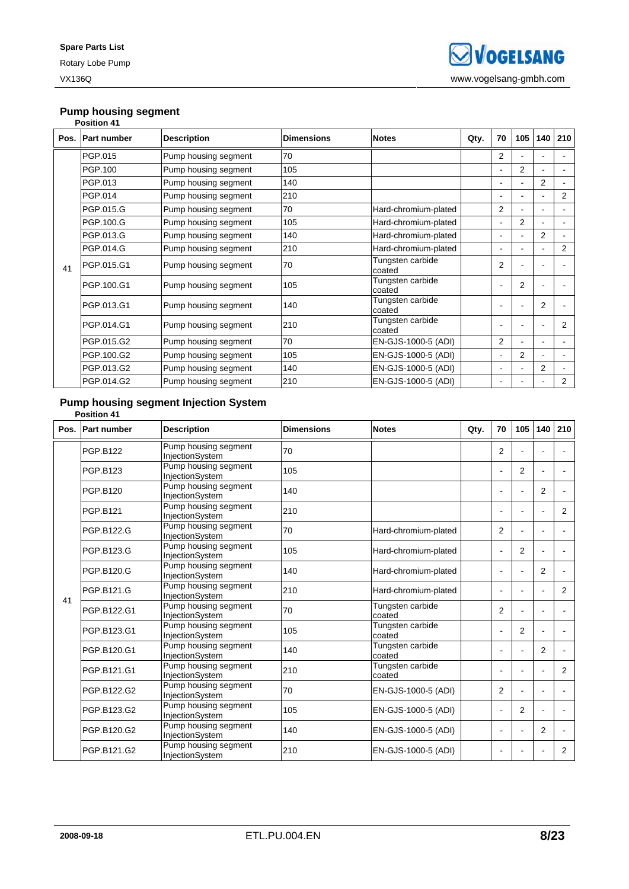## Pump housing segment

**Position 41**

| Pos. | Part number | Description | Dimensions | Notes | Qty. | 70 | 105 | 140 | 210 |
|---|---|---|---|---|---|---|---|---|---|
| 41 | PGP.015 | Pump housing segment | 70 | | | 2 | - | - | - |
| | PGP.100 | Pump housing segment | 105 | | | - | 2 | - | - |
| | PGP.013 | Pump housing segment | 140 | | | - | - | 2 | - |
| | PGP.014 | Pump housing segment | 210 | | | - | - | - | 2 |
| | PGP.015.G | Pump housing segment | 70 | Hard-chromium-plated | | 2 | - | - | - |
| | PGP.100.G | Pump housing segment | 105 | Hard-chromium-plated | | - | 2 | - | - |
| | PGP.013.G | Pump housing segment | 140 | Hard-chromium-plated | | - | - | 2 | - |
| | PGP.014.G | Pump housing segment | 210 | Hard-chromium-plated | | - | - | - | 2 |
| | PGP.015.G1 | Pump housing segment | 70 | Tungsten carbide coated | | 2 | - | - | - |
| | PGP.100.G1 | Pump housing segment | 105 | Tungsten carbide coated | | - | 2 | - | - |
| | PGP.013.G1 | Pump housing segment | 140 | Tungsten carbide coated | | - | - | 2 | - |
| | PGP.014.G1 | Pump housing segment | 210 | Tungsten carbide coated | | - | - | - | 2 |
| | PGP.015.G2 | Pump housing segment | 70 | EN-GJS-1000-5 (ADI) | | 2 | - | - | - |
| | PGP.100.G2 | Pump housing segment | 105 | EN-GJS-1000-5 (ADI) | | - | 2 | - | - |
| | PGP.013.G2 | Pump housing segment | 140 | EN-GJS-1000-5 (ADI) | | - | - | 2 | - |
| | PGP.014.G2 | Pump housing segment | 210 | EN-GJS-1000-5 (ADI) | | - | - | - | 2 |

## Pump housing segment Injection System

**Position 41**

| Pos. | Part number | Description | Dimensions | Notes | Qty. | 70 | 105 | 140 | 210 |
|---|---|---|---|---|---|---|---|---|---|
| 41 | PGP.B122 | Pump housing segment InjectionSystem | 70 | | | 2 | - | - | - |
| | PGP.B123 | Pump housing segment InjectionSystem | 105 | | | - | 2 | - | - |
| | PGP.B120 | Pump housing segment InjectionSystem | 140 | | | - | - | 2 | - |
| | PGP.B121 | Pump housing segment InjectionSystem | 210 | | | - | - | - | 2 |
| | PGP.B122.G | Pump housing segment InjectionSystem | 70 | Hard-chromium-plated | | 2 | - | - | - |
| | PGP.B123.G | Pump housing segment InjectionSystem | 105 | Hard-chromium-plated | | - | 2 | - | - |
| | PGP.B120.G | Pump housing segment InjectionSystem | 140 | Hard-chromium-plated | | - | - | 2 | - |
| | PGP.B121.G | Pump housing segment InjectionSystem | 210 | Hard-chromium-plated | | - | - | - | 2 |
| | PGP.B122.G1 | Pump housing segment InjectionSystem | 70 | Tungsten carbide coated | | 2 | - | - | - |
| | PGP.B123.G1 | Pump housing segment InjectionSystem | 105 | Tungsten carbide coated | | - | 2 | - | - |
| | PGP.B120.G1 | Pump housing segment InjectionSystem | 140 | Tungsten carbide coated | | - | - | 2 | - |
| | PGP.B121.G1 | Pump housing segment InjectionSystem | 210 | Tungsten carbide coated | | - | - | - | 2 |
| | PGP.B122.G2 | Pump housing segment InjectionSystem | 70 | EN-GJS-1000-5 (ADI) | | 2 | - | - | - |
| | PGP.B123.G2 | Pump housing segment InjectionSystem | 105 | EN-GJS-1000-5 (ADI) | | - | 2 | - | - |
| | PGP.B120.G2 | Pump housing segment InjectionSystem | 140 | EN-GJS-1000-5 (ADI) | | - | - | 2 | - |
| | PGP.B121.G2 | Pump housing segment InjectionSystem | 210 | EN-GJS-1000-5 (ADI) | | - | - | - | 2 |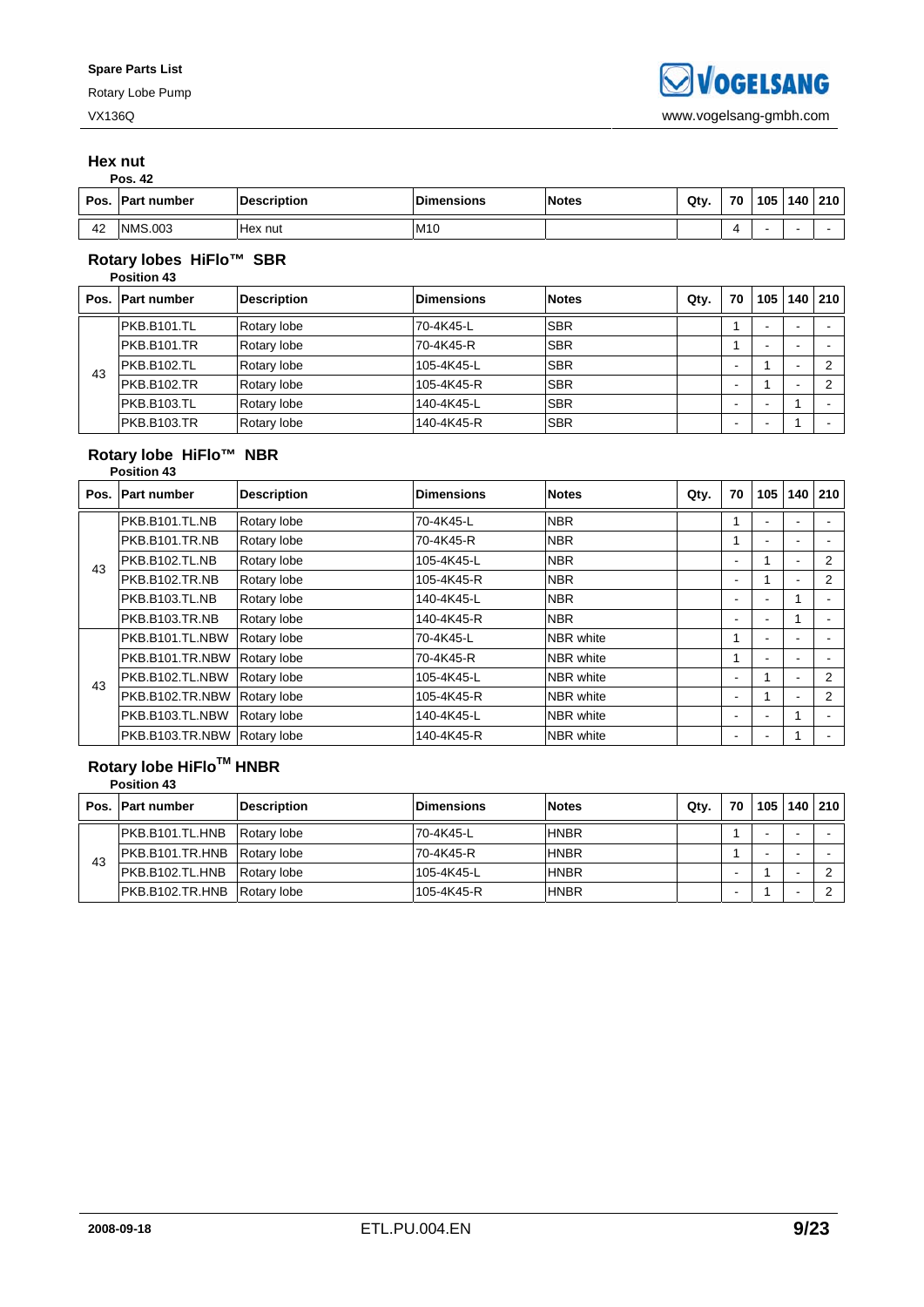## Hex nut

**Pos. 42**

| Pos. | Part number | Description | Dimensions | Notes | Qty. | 70 | 105 | 140 | 210 |
|---|---|---|---|---|---|---|---|---|---|
| 42 | NMS.003 | Hex nut | M10 | | | 4 | - | - | - |

## Rotary lobes HiFlo™ SBR

**Position 43**

| Pos. | Part number | Description | Dimensions | Notes | Qty. | 70 | 105 | 140 | 210 |
|---|---|---|---|---|---|---|---|---|---|
| 43 | PKB.B101.TL | Rotary lobe | 70-4K45-L | SBR | | 1 | - | - | - |
| | PKB.B101.TR | Rotary lobe | 70-4K45-R | SBR | | 1 | - | - | - |
| | PKB.B102.TL | Rotary lobe | 105-4K45-L | SBR | | - | 1 | - | 2 |
| | PKB.B102.TR | Rotary lobe | 105-4K45-R | SBR | | - | 1 | - | 2 |
| | PKB.B103.TL | Rotary lobe | 140-4K45-L | SBR | | - | - | 1 | - |
| | PKB.B103.TR | Rotary lobe | 140-4K45-R | SBR | | - | - | 1 | - |

## Rotary lobe HiFlo™ NBR

**Position 43**

| Pos. | Part number | Description | Dimensions | Notes | Qty. | 70 | 105 | 140 | 210 |
|---|---|---|---|---|---|---|---|---|---|
| 43 | PKB.B101.TL.NB | Rotary lobe | 70-4K45-L | NBR | | 1 | - | - | - |
| | PKB.B101.TR.NB | Rotary lobe | 70-4K45-R | NBR | | 1 | - | - | - |
| | PKB.B102.TL.NB | Rotary lobe | 105-4K45-L | NBR | | - | 1 | - | 2 |
| | PKB.B102.TR.NB | Rotary lobe | 105-4K45-R | NBR | | - | 1 | - | 2 |
| | PKB.B103.TL.NB | Rotary lobe | 140-4K45-L | NBR | | - | - | 1 | - |
| | PKB.B103.TR.NB | Rotary lobe | 140-4K45-R | NBR | | - | - | 1 | - |
| 43 | PKB.B101.TL.NBW | Rotary lobe | 70-4K45-L | NBR white | | 1 | - | - | - |
| | PKB.B101.TR.NBW | Rotary lobe | 70-4K45-R | NBR white | | 1 | - | - | - |
| | PKB.B102.TL.NBW | Rotary lobe | 105-4K45-L | NBR white | | - | 1 | - | 2 |
| | PKB.B102.TR.NBW | Rotary lobe | 105-4K45-R | NBR white | | - | 1 | - | 2 |
| | PKB.B103.TL.NBW | Rotary lobe | 140-4K45-L | NBR white | | - | - | 1 | - |
| | PKB.B103.TR.NBW | Rotary lobe | 140-4K45-R | NBR white | | - | - | 1 | - |

## Rotary lobe HiFlo™ HNBR

**Position 43**

| Pos. | Part number | Description | Dimensions | Notes | Qty. | 70 | 105 | 140 | 210 |
|---|---|---|---|---|---|---|---|---|---|
| 43 | PKB.B101.TL.HNB | Rotary lobe | 70-4K45-L | HNBR | | 1 | - | - | - |
| | PKB.B101.TR.HNB | Rotary lobe | 70-4K45-R | HNBR | | 1 | - | - | - |
| | PKB.B102.TL.HNB | Rotary lobe | 105-4K45-L | HNBR | | - | 1 | - | 2 |
| | PKB.B102.TR.HNB | Rotary lobe | 105-4K45-R | HNBR | | - | 1 | - | 2 |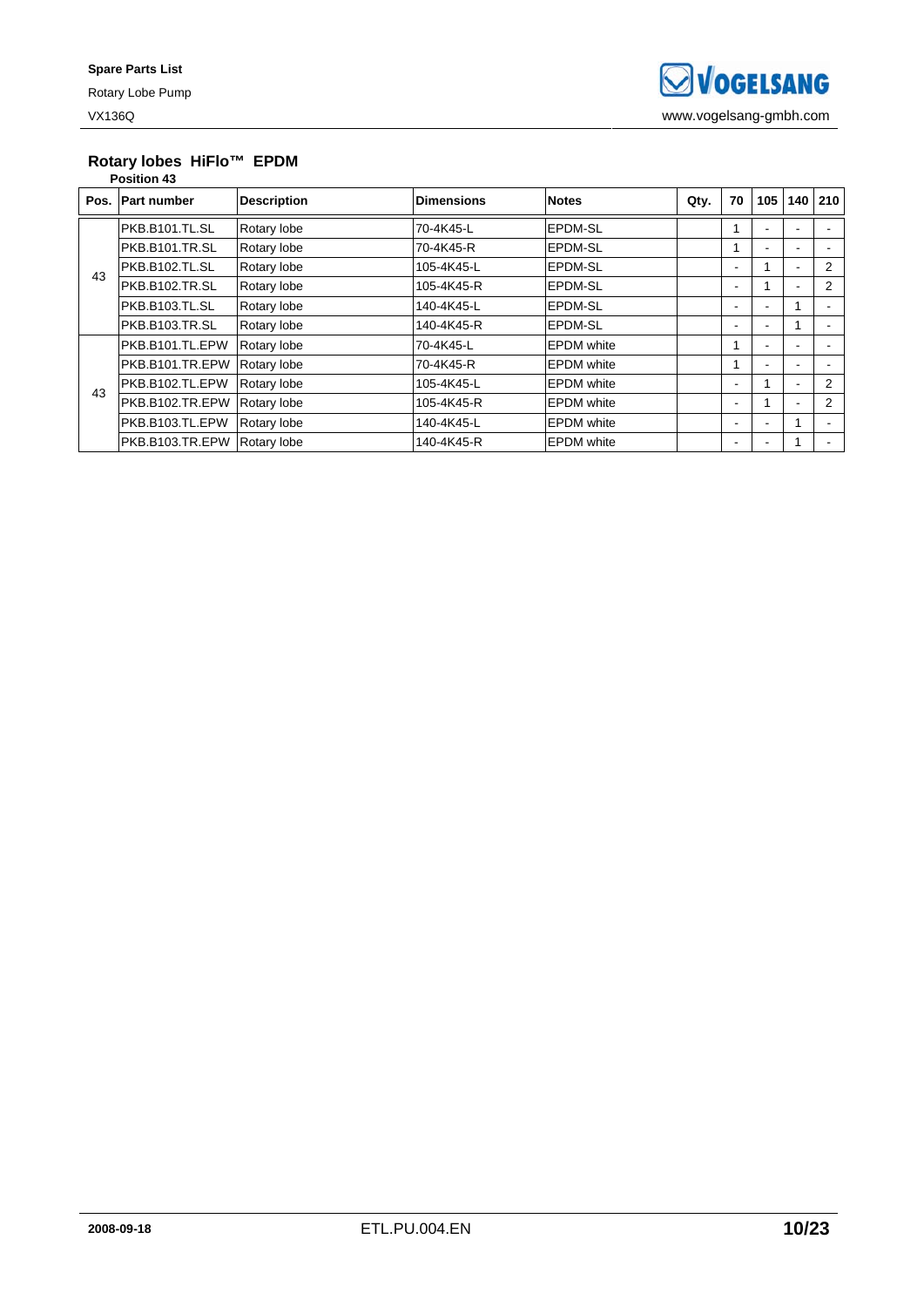## Rotary lobes HiFlo™ EPDM

**Position 43**

| Pos. | Part number | Description | Dimensions | Notes | Qty. | 70 | 105 | 140 | 210 |
|---|---|---|---|---|---|---|---|---|---|
| 43 | PKB.B101.TL.SL | Rotary lobe | 70-4K45-L | EPDM-SL | | 1 | - | - | - |
| | PKB.B101.TR.SL | Rotary lobe | 70-4K45-R | EPDM-SL | | 1 | - | - | - |
| | PKB.B102.TL.SL | Rotary lobe | 105-4K45-L | EPDM-SL | | - | 1 | - | 2 |
| | PKB.B102.TR.SL | Rotary lobe | 105-4K45-R | EPDM-SL | | - | 1 | - | 2 |
| | PKB.B103.TL.SL | Rotary lobe | 140-4K45-L | EPDM-SL | | - | - | 1 | - |
| | PKB.B103.TR.SL | Rotary lobe | 140-4K45-R | EPDM-SL | | - | - | 1 | - |
| 43 | PKB.B101.TL.EPW | Rotary lobe | 70-4K45-L | EPDM white | | 1 | - | - | - |
| | PKB.B101.TR.EPW | Rotary lobe | 70-4K45-R | EPDM white | | 1 | - | - | - |
| | PKB.B102.TL.EPW | Rotary lobe | 105-4K45-L | EPDM white | | - | 1 | - | 2 |
| | PKB.B102.TR.EPW | Rotary lobe | 105-4K45-R | EPDM white | | - | 1 | - | 2 |
| | PKB.B103.TL.EPW | Rotary lobe | 140-4K45-L | EPDM white | | - | - | 1 | - |
| | PKB.B103.TR.EPW | Rotary lobe | 140-4K45-R | EPDM white | | - | - | 1 | - |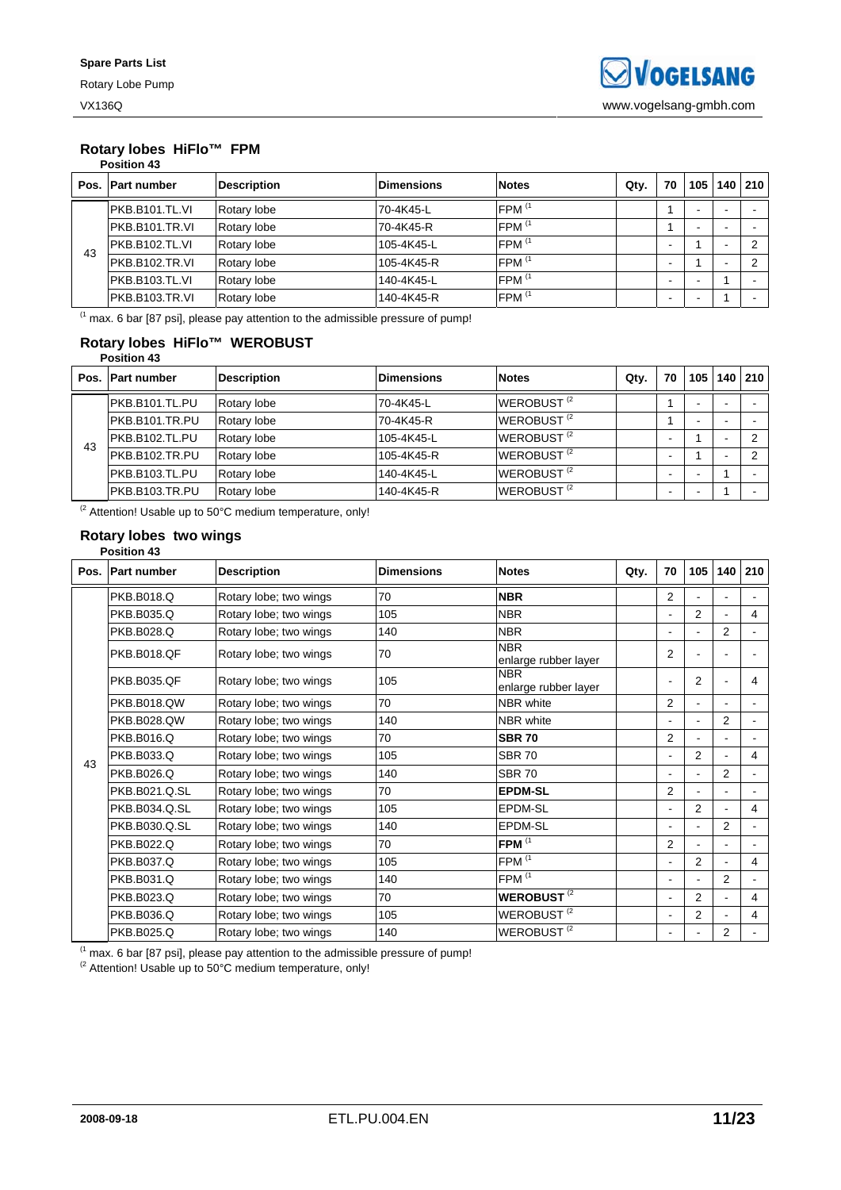### Rotary lobes HiFlo™ FPM

**Position 43**

| Pos. | Part number | Description | Dimensions | Notes | Qty. | 70 | 105 | 140 | 210 |
|---|---|---|---|---|---|---|---|---|---|
| 43 | PKB.B101.TL.VI | Rotary lobe | 70-4K45-L | FPM [1] | | 1 | - | - | - |
| | PKB.B101.TR.VI | Rotary lobe | 70-4K45-R | FPM [1] | | 1 | - | - | - |
| | PKB.B102.TL.VI | Rotary lobe | 105-4K45-L | FPM [1] | | - | 1 | - | 2 |
| | PKB.B102.TR.VI | Rotary lobe | 105-4K45-R | FPM [1] | | - | 1 | - | 2 |
| | PKB.B103.TL.VI | Rotary lobe | 140-4K45-L | FPM [1] | | - | - | 1 | - |
| | PKB.B103.TR.VI | Rotary lobe | 140-4K45-R | FPM [1] | | - | - | 1 | - |

[1] max. 6 bar [87 psi], please pay attention to the admissible pressure of pump!

### Rotary lobes HiFlo™ WEROBUST

**Position 43**

| Pos. | Part number | Description | Dimensions | Notes | Qty. | 70 | 105 | 140 | 210 |
|---|---|---|---|---|---|---|---|---|---|
| 43 | PKB.B101.TL.PU | Rotary lobe | 70-4K45-L | WEROBUST [2] | | 1 | - | - | - |
| | PKB.B101.TR.PU | Rotary lobe | 70-4K45-R | WEROBUST [2] | | 1 | - | - | - |
| | PKB.B102.TL.PU | Rotary lobe | 105-4K45-L | WEROBUST [2] | | - | 1 | - | 2 |
| | PKB.B102.TR.PU | Rotary lobe | 105-4K45-R | WEROBUST [2] | | - | 1 | - | 2 |
| | PKB.B103.TL.PU | Rotary lobe | 140-4K45-L | WEROBUST [2] | | - | - | 1 | - |
| | PKB.B103.TR.PU | Rotary lobe | 140-4K45-R | WEROBUST [2] | | - | - | 1 | - |

[2] Attention! Usable up to 50°C medium temperature, only!

### Rotary lobes two wings

**Position 43**

| Pos. | Part number | Description | Dimensions | Notes | Qty. | 70 | 105 | 140 | 210 |
|---|---|---|---|---|---|---|---|---|---|
| 43 | PKB.B018.Q | Rotary lobe; two wings | 70 | **NBR** | | 2 | - | - | - |
| | PKB.B035.Q | Rotary lobe; two wings | 105 | NBR | | - | 2 | - | 4 |
| | PKB.B028.Q | Rotary lobe; two wings | 140 | NBR | | - | - | 2 | - |
| | PKB.B018.QF | Rotary lobe; two wings | 70 | NBR enlarge rubber layer | | 2 | - | - | - |
| | PKB.B035.QF | Rotary lobe; two wings | 105 | NBR enlarge rubber layer | | - | 2 | - | 4 |
| | PKB.B018.QW | Rotary lobe; two wings | 70 | NBR white | | 2 | - | - | - |
| | PKB.B028.QW | Rotary lobe; two wings | 140 | NBR white | | - | - | 2 | - |
| | PKB.B016.Q | Rotary lobe; two wings | 70 | **SBR 70** | | 2 | - | - | - |
| | PKB.B033.Q | Rotary lobe; two wings | 105 | SBR 70 | | - | 2 | - | 4 |
| | PKB.B026.Q | Rotary lobe; two wings | 140 | SBR 70 | | - | - | 2 | - |
| | PKB.B021.Q.SL | Rotary lobe; two wings | 70 | **EPDM-SL** | | 2 | - | - | - |
| | PKB.B034.Q.SL | Rotary lobe; two wings | 105 | EPDM-SL | | - | 2 | - | 4 |
| | PKB.B030.Q.SL | Rotary lobe; two wings | 140 | EPDM-SL | | - | - | 2 | - |
| | PKB.B022.Q | Rotary lobe; two wings | 70 | **FPM** [1] | | 2 | - | - | - |
| | PKB.B037.Q | Rotary lobe; two wings | 105 | FPM [1] | | - | 2 | - | 4 |
| | PKB.B031.Q | Rotary lobe; two wings | 140 | FPM [1] | | - | - | 2 | - |
| | PKB.B023.Q | Rotary lobe; two wings | 70 | **WEROBUST** [2] | | - | 2 | - | 4 |
| | PKB.B036.Q | Rotary lobe; two wings | 105 | WEROBUST [2] | | - | 2 | - | 4 |
| | PKB.B025.Q | Rotary lobe; two wings | 140 | WEROBUST [2] | | - | - | 2 | - |

[1] max. 6 bar [87 psi], please pay attention to the admissible pressure of pump!

[2] Attention! Usable up to 50°C medium temperature, only!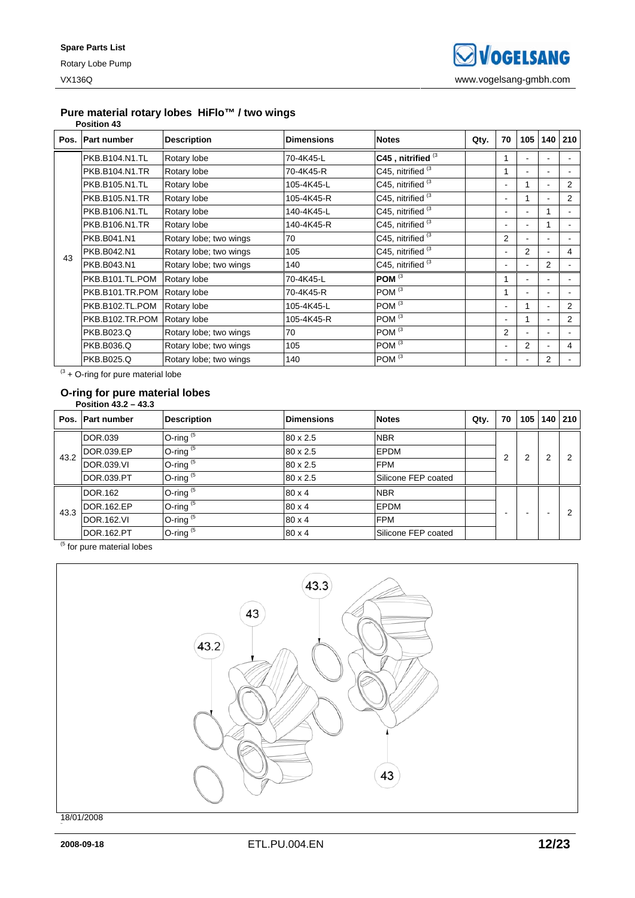## Pure material rotary lobes HiFlo™ / two wings

**Position 43**

| Pos. | Part number | Description | Dimensions | Notes | Qty. | 70 | 105 | 140 | 210 |
|---|---|---|---|---|---|---|---|---|---|
| 43 | PKB.B104.N1.TL | Rotary lobe | 70-4K45-L | **C45 , nitrified** (3 | | 1 | - | - | - |
| | PKB.B104.N1.TR | Rotary lobe | 70-4K45-R | C45, nitrified (3 | | 1 | - | - | - |
| | PKB.B105.N1.TL | Rotary lobe | 105-4K45-L | C45, nitrified (3 | | - | 1 | - | 2 |
| | PKB.B105.N1.TR | Rotary lobe | 105-4K45-R | C45, nitrified (3 | | - | 1 | - | 2 |
| | PKB.B106.N1.TL | Rotary lobe | 140-4K45-L | C45, nitrified (3 | | - | - | 1 | - |
| | PKB.B106.N1.TR | Rotary lobe | 140-4K45-R | C45, nitrified (3 | | - | - | 1 | - |
| | PKB.B041.N1 | Rotary lobe; two wings | 70 | C45, nitrified (3 | | 2 | - | - | - |
| | PKB.B042.N1 | Rotary lobe; two wings | 105 | C45, nitrified (3 | | - | 2 | - | 4 |
| | PKB.B043.N1 | Rotary lobe; two wings | 140 | C45, nitrified (3 | | - | - | 2 | - |
| | PKB.B101.TL.POM | Rotary lobe | 70-4K45-L | **POM** (3 | | 1 | - | - | - |
| | PKB.B101.TR.POM | Rotary lobe | 70-4K45-R | POM (3 | | 1 | - | - | - |
| | PKB.B102.TL.POM | Rotary lobe | 105-4K45-L | POM (3 | | - | 1 | - | 2 |
| | PKB.B102.TR.POM | Rotary lobe | 105-4K45-R | POM (3 | | - | 1 | - | 2 |
| | PKB.B023.Q | Rotary lobe; two wings | 70 | POM (3 | | 2 | - | - | - |
| | PKB.B036.Q | Rotary lobe; two wings | 105 | POM (3 | | - | 2 | - | 4 |
| | PKB.B025.Q | Rotary lobe; two wings | 140 | POM (3 | | - | - | 2 | - |

(3 + O-ring for pure material lobe

## O-ring for pure material lobes

**Position 43.2 – 43.3**

| Pos. | Part number | Description | Dimensions | Notes | Qty. | 70 | 105 | 140 | 210 |
|---|---|---|---|---|---|---|---|---|---|
| 43.2 | DOR.039 | O-ring (5 | 80 x 2.5 | NBR | | 2 | 2 | 2 | 2 |
| | DOR.039.EP | O-ring (5 | 80 x 2.5 | EPDM | | | | | |
| | DOR.039.VI | O-ring (5 | 80 x 2.5 | FPM | | | | | |
| | DOR.039.PT | O-ring (5 | 80 x 2.5 | Silicone FEP coated | | | | | |
| 43.3 | DOR.162 | O-ring (5 | 80 x 4 | NBR | | - | - | - | 2 |
| | DOR.162.EP | O-ring (5 | 80 x 4 | EPDM | | | | | |
| | DOR.162.VI | O-ring (5 | 80 x 4 | FPM | | | | | |
| | DOR.162.PT | O-ring (5 | 80 x 4 | Silicone FEP coated | | | | | |

(5 for pure material lobes

43.3

43

43.2

43

18/01/2008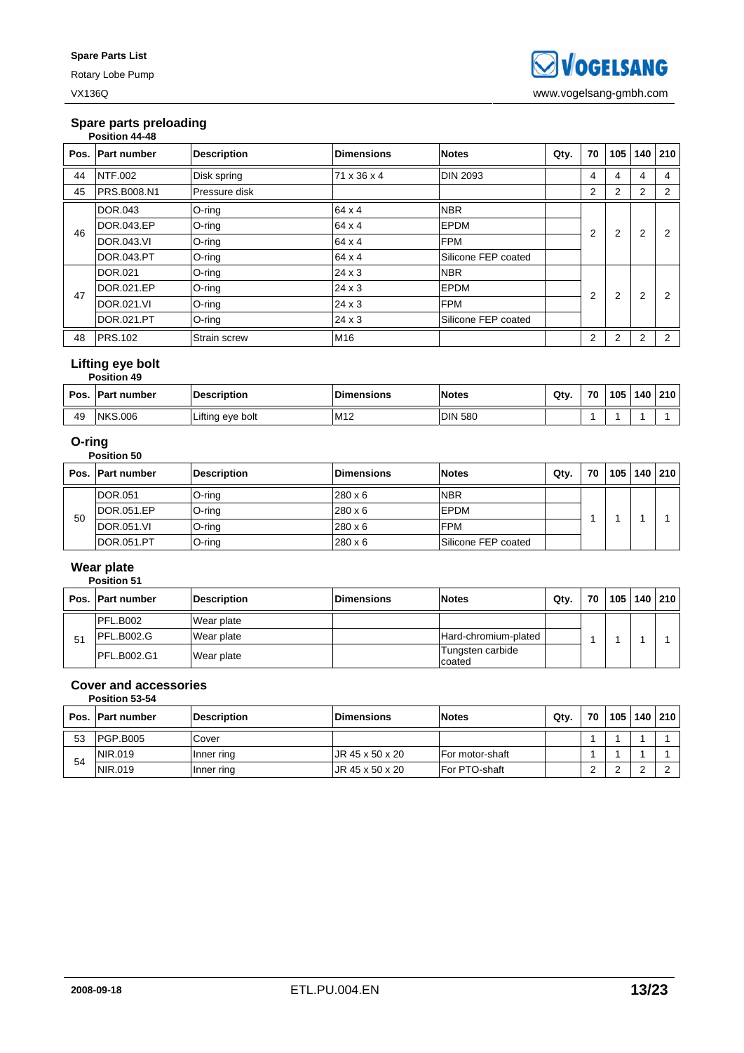## Spare parts preloading

**Position 44-48**

| Pos. | Part number | Description | Dimensions | Notes | Qty. | 70 | 105 | 140 | 210 |
|---|---|---|---|---|---|---|---|---|---|
| 44 | NTF.002 | Disk spring | 71 x 36 x 4 | DIN 2093 | | 4 | 4 | 4 | 4 |
| 45 | PRS.B008.N1 | Pressure disk | | | | 2 | 2 | 2 | 2 |
| 46 | DOR.043 | O-ring | 64 x 4 | NBR | | 2 | 2 | 2 | 2 |
| | DOR.043.EP | O-ring | 64 x 4 | EPDM | | | | | |
| | DOR.043.VI | O-ring | 64 x 4 | FPM | | | | | |
| | DOR.043.PT | O-ring | 64 x 4 | Silicone FEP coated | | | | | |
| 47 | DOR.021 | O-ring | 24 x 3 | NBR | | 2 | 2 | 2 | 2 |
| | DOR.021.EP | O-ring | 24 x 3 | EPDM | | | | | |
| | DOR.021.VI | O-ring | 24 x 3 | FPM | | | | | |
| | DOR.021.PT | O-ring | 24 x 3 | Silicone FEP coated | | | | | |
| 48 | PRS.102 | Strain screw | M16 | | | 2 | 2 | 2 | 2 |

## Lifting eye bolt

**Position 49**

| Pos. | Part number | Description | Dimensions | Notes | Qty. | 70 | 105 | 140 | 210 |
|---|---|---|---|---|---|---|---|---|---|
| 49 | NKS.006 | Lifting eye bolt | M12 | DIN 580 | | 1 | 1 | 1 | 1 |

## O-ring

**Position 50**

| Pos. | Part number | Description | Dimensions | Notes | Qty. | 70 | 105 | 140 | 210 |
|---|---|---|---|---|---|---|---|---|---|
| 50 | DOR.051 | O-ring | 280 x 6 | NBR | | 1 | 1 | 1 | 1 |
| | DOR.051.EP | O-ring | 280 x 6 | EPDM | | | | | |
| | DOR.051.VI | O-ring | 280 x 6 | FPM | | | | | |
| | DOR.051.PT | O-ring | 280 x 6 | Silicone FEP coated | | | | | |

## Wear plate

**Position 51**

| Pos. | Part number | Description | Dimensions | Notes | Qty. | 70 | 105 | 140 | 210 |
|---|---|---|---|---|---|---|---|---|---|
| 51 | PFL.B002 | Wear plate | | | | 1 | 1 | 1 | 1 |
| | PFL.B002.G | Wear plate | | Hard-chromium-plated | | | | | |
| | PFL.B002.G1 | Wear plate | | Tungsten carbide coated | | | | | |

## Cover and accessories

**Position 53-54**

| Pos. | Part number | Description | Dimensions | Notes | Qty. | 70 | 105 | 140 | 210 |
|---|---|---|---|---|---|---|---|---|---|
| 53 | PGP.B005 | Cover | | | | 1 | 1 | 1 | 1 |
| 54 | NIR.019 | Inner ring | JR 45 x 50 x 20 | For motor-shaft | | 1 | 1 | 1 | 1 |
| | NIR.019 | Inner ring | JR 45 x 50 x 20 | For PTO-shaft | | 2 | 2 | 2 | 2 |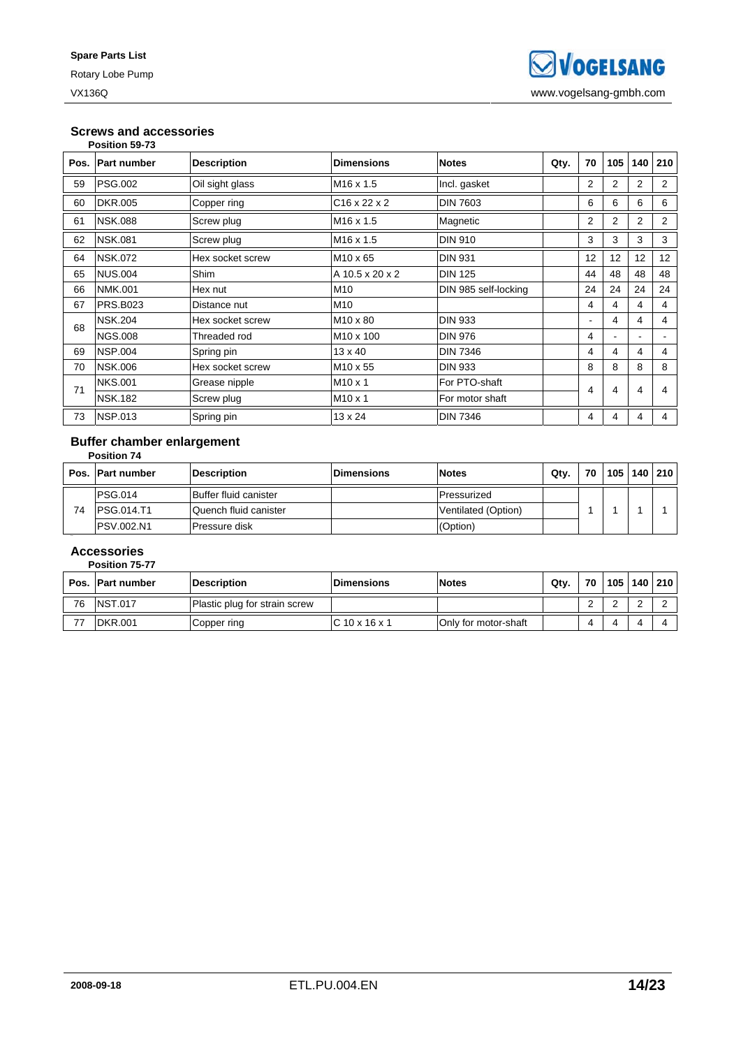## Screws and accessories

**Position 59-73**

| Pos. | Part number | Description | Dimensions | Notes | Qty. | 70 | 105 | 140 | 210 |
|---|---|---|---|---|---|---|---|---|---|
| 59 | PSG.002 | Oil sight glass | M16 x 1.5 | Incl. gasket | | 2 | 2 | 2 | 2 |
| 60 | DKR.005 | Copper ring | C16 x 22 x 2 | DIN 7603 | | 6 | 6 | 6 | 6 |
| 61 | NSK.088 | Screw plug | M16 x 1.5 | Magnetic | | 2 | 2 | 2 | 2 |
| 62 | NSK.081 | Screw plug | M16 x 1.5 | DIN 910 | | 3 | 3 | 3 | 3 |
| 64 | NSK.072 | Hex socket screw | M10 x 65 | DIN 931 | | 12 | 12 | 12 | 12 |
| 65 | NUS.004 | Shim | A 10.5 x 20 x 2 | DIN 125 | | 44 | 48 | 48 | 48 |
| 66 | NMK.001 | Hex nut | M10 | DIN 985 self-locking | | 24 | 24 | 24 | 24 |
| 67 | PRS.B023 | Distance nut | M10 | | | 4 | 4 | 4 | 4 |
| 68 | NSK.204 | Hex socket screw | M10 x 80 | DIN 933 | | - | 4 | 4 | 4 |
| | NGS.008 | Threaded rod | M10 x 100 | DIN 976 | | 4 | - | - | - |
| 69 | NSP.004 | Spring pin | 13 x 40 | DIN 7346 | | 4 | 4 | 4 | 4 |
| 70 | NSK.006 | Hex socket screw | M10 x 55 | DIN 933 | | 8 | 8 | 8 | 8 |
| 71 | NKS.001 | Grease nipple | M10 x 1 | For PTO-shaft | | 4 | 4 | 4 | 4 |
| | NSK.182 | Screw plug | M10 x 1 | For motor shaft | | | | | |
| 73 | NSP.013 | Spring pin | 13 x 24 | DIN 7346 | | 4 | 4 | 4 | 4 |

## Buffer chamber enlargement

**Position 74**

| Pos. | Part number | Description | Dimensions | Notes | Qty. | 70 | 105 | 140 | 210 |
|---|---|---|---|---|---|---|---|---|---|
| 74 | PSG.014 | Buffer fluid canister | | Pressurized | | 1 | 1 | 1 | 1 |
| | PSG.014.T1 | Quench fluid canister | | Ventilated (Option) | | | | | |
| | PSV.002.N1 | Pressure disk | | (Option) | | | | | |

## Accessories

**Position 75-77**

| Pos. | Part number | Description | Dimensions | Notes | Qty. | 70 | 105 | 140 | 210 |
|---|---|---|---|---|---|---|---|---|---|
| 76 | NST.017 | Plastic plug for strain screw | | | | 2 | 2 | 2 | 2 |
| 77 | DKR.001 | Copper ring | C 10 x 16 x 1 | Only for motor-shaft | | 4 | 4 | 4 | 4 |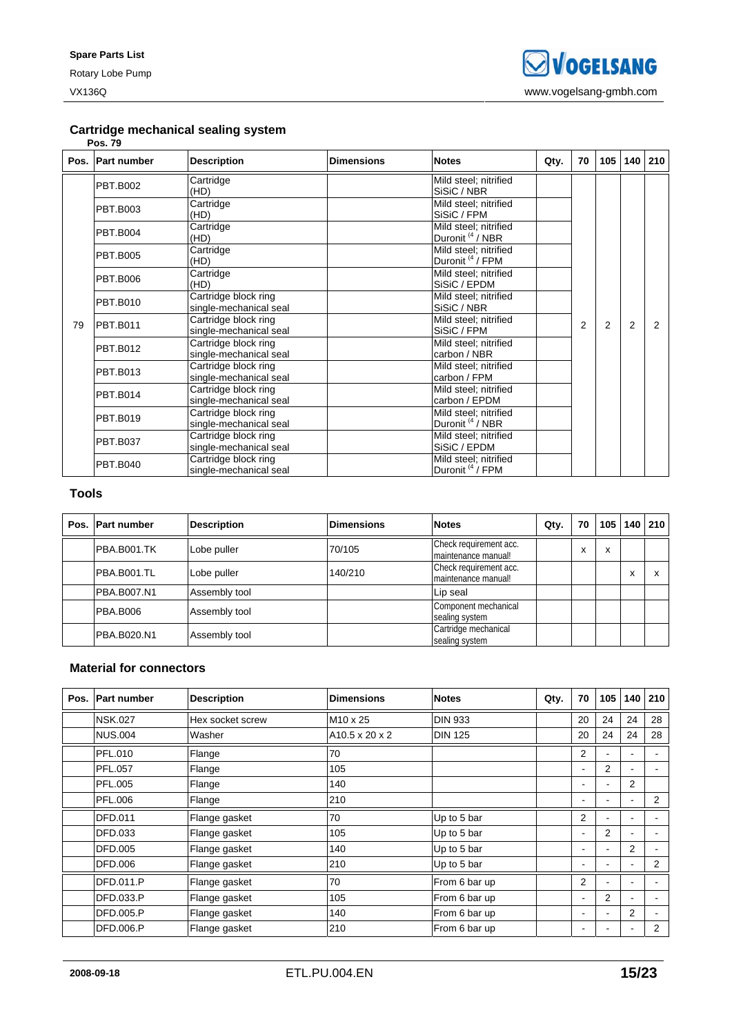## Cartridge mechanical sealing system

Pos. 79

| Pos. | Part number | Description | Dimensions | Notes | Qty. | 70 | 105 | 140 | 210 |
|---|---|---|---|---|---|---|---|---|---|
| 79 | PBT.B002 | Cartridge (HD) | | Mild steel; nitrified SiSiC / NBR | | 2 | 2 | 2 | 2 |
| | PBT.B003 | Cartridge (HD) | | Mild steel; nitrified SiSiC / FPM | | | | | |
| | PBT.B004 | Cartridge (HD) | | Mild steel; nitrified Duronit [4] / NBR | | | | | |
| | PBT.B005 | Cartridge (HD) | | Mild steel; nitrified Duronit [4] / FPM | | | | | |
| | PBT.B006 | Cartridge (HD) | | Mild steel; nitrified SiSiC / EPDM | | | | | |
| | PBT.B010 | Cartridge block ring single-mechanical seal | | Mild steel; nitrified SiSiC / NBR | | | | | |
| | PBT.B011 | Cartridge block ring single-mechanical seal | | Mild steel; nitrified SiSiC / FPM | | | | | |
| | PBT.B012 | Cartridge block ring single-mechanical seal | | Mild steel; nitrified carbon / NBR | | | | | |
| | PBT.B013 | Cartridge block ring single-mechanical seal | | Mild steel; nitrified carbon / FPM | | | | | |
| | PBT.B014 | Cartridge block ring single-mechanical seal | | Mild steel; nitrified carbon / EPDM | | | | | |
| | PBT.B019 | Cartridge block ring single-mechanical seal | | Mild steel; nitrified Duronit [4] / NBR | | | | | |
| | PBT.B037 | Cartridge block ring single-mechanical seal | | Mild steel; nitrified SiSiC / EPDM | | | | | |
| | PBT.B040 | Cartridge block ring single-mechanical seal | | Mild steel; nitrified Duronit [4] / FPM | | | | | |

## Tools

| Pos. | Part number | Description | Dimensions | Notes | Qty. | 70 | 105 | 140 | 210 |
|---|---|---|---|---|---|---|---|---|---|
| | PBA.B001.TK | Lobe puller | 70/105 | Check requirement acc. maintenance manual! | | x | x | | |
| | PBA.B001.TL | Lobe puller | 140/210 | Check requirement acc. maintenance manual! | | | | x | x |
| | PBA.B007.N1 | Assembly tool | | Lip seal | | | | | |
| | PBA.B006 | Assembly tool | | Component mechanical sealing system | | | | | |
| | PBA.B020.N1 | Assembly tool | | Cartridge mechanical sealing system | | | | | |

## Material for connectors

| Pos. | Part number | Description | Dimensions | Notes | Qty. | 70 | 105 | 140 | 210 |
|---|---|---|---|---|---|---|---|---|---|
| | NSK.027 | Hex socket screw | M10 x 25 | DIN 933 | | 20 | 24 | 24 | 28 |
| | NUS.004 | Washer | A10.5 x 20 x 2 | DIN 125 | | 20 | 24 | 24 | 28 |
| | PFL.010 | Flange | 70 | | | 2 | - | - | - |
| | PFL.057 | Flange | 105 | | | - | 2 | - | - |
| | PFL.005 | Flange | 140 | | | - | - | 2 | |
| | PFL.006 | Flange | 210 | | | - | - | - | 2 |
| | DFD.011 | Flange gasket | 70 | Up to 5 bar | | 2 | - | - | - |
| | DFD.033 | Flange gasket | 105 | Up to 5 bar | | - | 2 | - | - |
| | DFD.005 | Flange gasket | 140 | Up to 5 bar | | - | - | 2 | - |
| | DFD.006 | Flange gasket | 210 | Up to 5 bar | | - | - | - | 2 |
| | DFD.011.P | Flange gasket | 70 | From 6 bar up | | 2 | - | - | - |
| | DFD.033.P | Flange gasket | 105 | From 6 bar up | | - | 2 | - | - |
| | DFD.005.P | Flange gasket | 140 | From 6 bar up | | - | - | 2 | - |
| | DFD.006.P | Flange gasket | 210 | From 6 bar up | | - | - | - | 2 |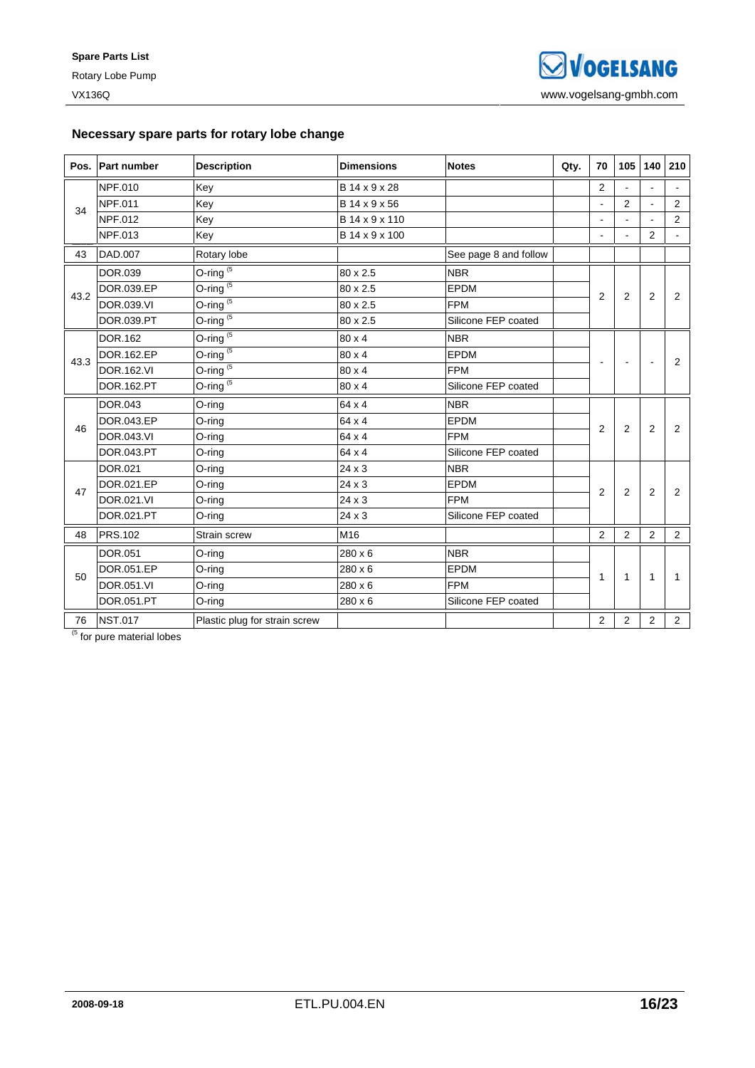## Necessary spare parts for rotary lobe change

| Pos. | Part number | Description | Dimensions | Notes | Qty. | 70 | 105 | 140 | 210 |
|---|---|---|---|---|---|---|---|---|---|
| 34 | NPF.010 | Key | B 14 x 9 x 28 | | | 2 | - | - | - |
| | NPF.011 | Key | B 14 x 9 x 56 | | | - | 2 | - | 2 |
| | NPF.012 | Key | B 14 x 9 x 110 | | | - | - | - | 2 |
| | NPF.013 | Key | B 14 x 9 x 100 | | | - | - | 2 | - |
| 43 | DAD.007 | Rotary lobe | | See page 8 and follow | | | | | |
| 43.2 | DOR.039 | O-ring [5 | 80 x 2.5 | NBR | | 2 | 2 | 2 | 2 |
| | DOR.039.EP | O-ring [5 | 80 x 2.5 | EPDM | | | | | |
| | DOR.039.VI | O-ring [5 | 80 x 2.5 | FPM | | | | | |
| | DOR.039.PT | O-ring [5 | 80 x 2.5 | Silicone FEP coated | | | | | |
| 43.3 | DOR.162 | O-ring [5 | 80 x 4 | NBR | | - | - | - | 2 |
| | DOR.162.EP | O-ring [5 | 80 x 4 | EPDM | | | | | |
| | DOR.162.VI | O-ring [5 | 80 x 4 | FPM | | | | | |
| | DOR.162.PT | O-ring [5 | 80 x 4 | Silicone FEP coated | | | | | |
| 46 | DOR.043 | O-ring | 64 x 4 | NBR | | 2 | 2 | 2 | 2 |
| | DOR.043.EP | O-ring | 64 x 4 | EPDM | | | | | |
| | DOR.043.VI | O-ring | 64 x 4 | FPM | | | | | |
| | DOR.043.PT | O-ring | 64 x 4 | Silicone FEP coated | | | | | |
| 47 | DOR.021 | O-ring | 24 x 3 | NBR | | 2 | 2 | 2 | 2 |
| | DOR.021.EP | O-ring | 24 x 3 | EPDM | | | | | |
| | DOR.021.VI | O-ring | 24 x 3 | FPM | | | | | |
| | DOR.021.PT | O-ring | 24 x 3 | Silicone FEP coated | | | | | |
| 48 | PRS.102 | Strain screw | M16 | | | 2 | 2 | 2 | 2 |
| 50 | DOR.051 | O-ring | 280 x 6 | NBR | | 1 | 1 | 1 | 1 |
| | DOR.051.EP | O-ring | 280 x 6 | EPDM | | | | | |
| | DOR.051.VI | O-ring | 280 x 6 | FPM | | | | | |
| | DOR.051.PT | O-ring | 280 x 6 | Silicone FEP coated | | | | | |
| 76 | NST.017 | Plastic plug for strain screw | | | | 2 | 2 | 2 | 2 |

[5 for pure material lobes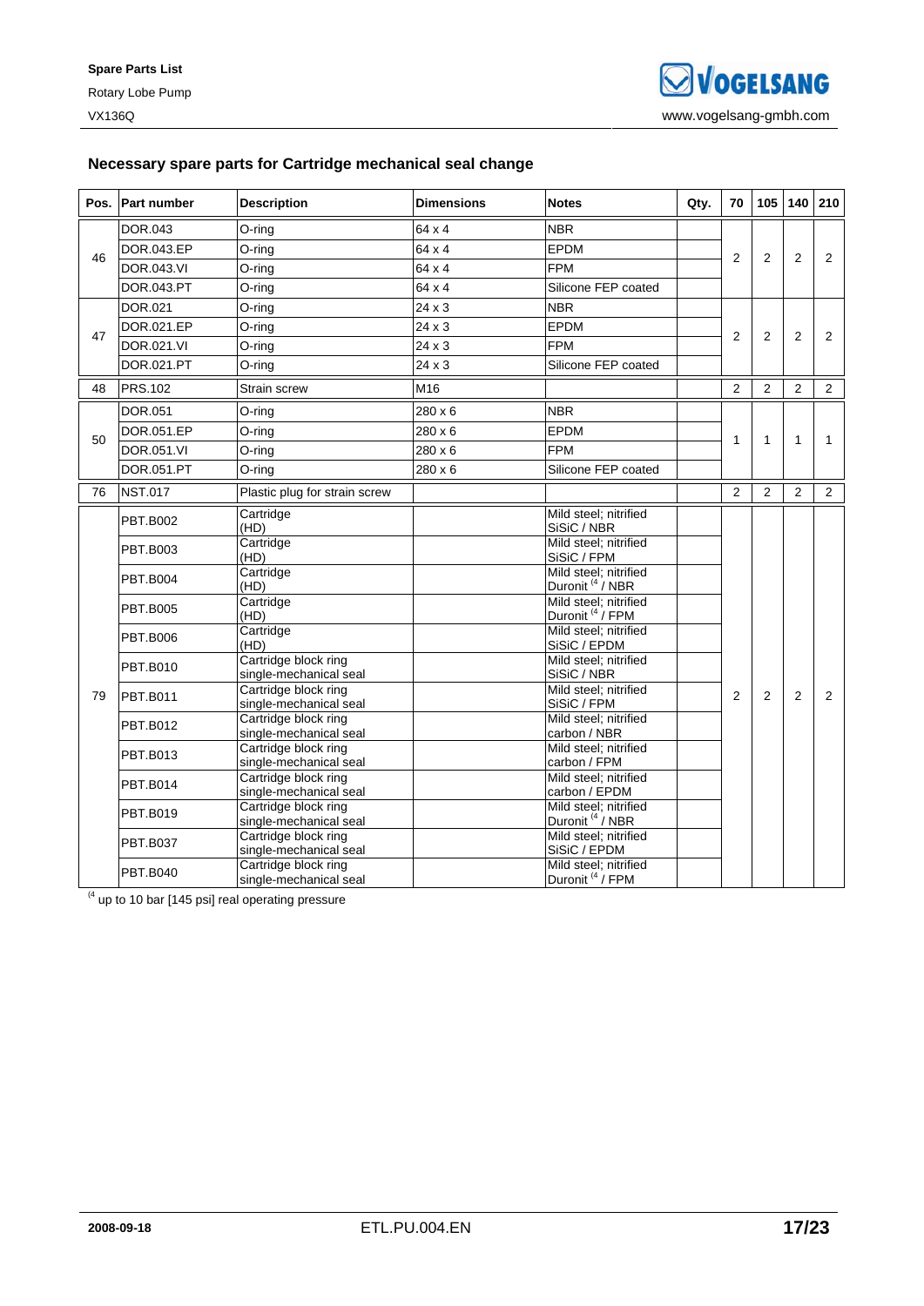## Necessary spare parts for Cartridge mechanical seal change

| Pos. | Part number | Description | Dimensions | Notes | Qty. | 70 | 105 | 140 | 210 |
|---|---|---|---|---|---|---|---|---|---|
| 46 | DOR.043 | O-ring | 64 x 4 | NBR | | 2 | 2 | 2 | 2 |
| | DOR.043.EP | O-ring | 64 x 4 | EPDM | | | | | |
| | DOR.043.VI | O-ring | 64 x 4 | FPM | | | | | |
| | DOR.043.PT | O-ring | 64 x 4 | Silicone FEP coated | | | | | |
| 47 | DOR.021 | O-ring | 24 x 3 | NBR | | 2 | 2 | 2 | 2 |
| | DOR.021.EP | O-ring | 24 x 3 | EPDM | | | | | |
| | DOR.021.VI | O-ring | 24 x 3 | FPM | | | | | |
| | DOR.021.PT | O-ring | 24 x 3 | Silicone FEP coated | | | | | |
| 48 | PRS.102 | Strain screw | M16 | | | 2 | 2 | 2 | 2 |
| 50 | DOR.051 | O-ring | 280 x 6 | NBR | | 1 | 1 | 1 | 1 |
| | DOR.051.EP | O-ring | 280 x 6 | EPDM | | | | | |
| | DOR.051.VI | O-ring | 280 x 6 | FPM | | | | | |
| | DOR.051.PT | O-ring | 280 x 6 | Silicone FEP coated | | | | | |
| 76 | NST.017 | Plastic plug for strain screw | | | | 2 | 2 | 2 | 2 |
| 79 | PBT.B002 | Cartridge (HD) | | Mild steel; nitrified SiSiC / NBR | | 2 | 2 | 2 | 2 |
| | PBT.B003 | Cartridge (HD) | | Mild steel; nitrified SiSiC / FPM | | | | | |
| | PBT.B004 | Cartridge (HD) | | Mild steel; nitrified Duronit [4] / NBR | | | | | |
| | PBT.B005 | Cartridge (HD) | | Mild steel; nitrified Duronit [4] / FPM | | | | | |
| | PBT.B006 | Cartridge (HD) | | Mild steel; nitrified SiSiC / EPDM | | | | | |
| | PBT.B010 | Cartridge block ring single-mechanical seal | | Mild steel; nitrified SiSiC / NBR | | | | | |
| | PBT.B011 | Cartridge block ring single-mechanical seal | | Mild steel; nitrified SiSiC / FPM | | | | | |
| | PBT.B012 | Cartridge block ring single-mechanical seal | | Mild steel; nitrified carbon / NBR | | | | | |
| | PBT.B013 | Cartridge block ring single-mechanical seal | | Mild steel; nitrified carbon / FPM | | | | | |
| | PBT.B014 | Cartridge block ring single-mechanical seal | | Mild steel; nitrified carbon / EPDM | | | | | |
| | PBT.B019 | Cartridge block ring single-mechanical seal | | Mild steel; nitrified Duronit [4] / NBR | | | | | |
| | PBT.B037 | Cartridge block ring single-mechanical seal | | Mild steel; nitrified SiSiC / EPDM | | | | | |
| | PBT.B040 | Cartridge block ring single-mechanical seal | | Mild steel; nitrified Duronit [4] / FPM | | | | | |

[4] up to 10 bar [145 psi] real operating pressure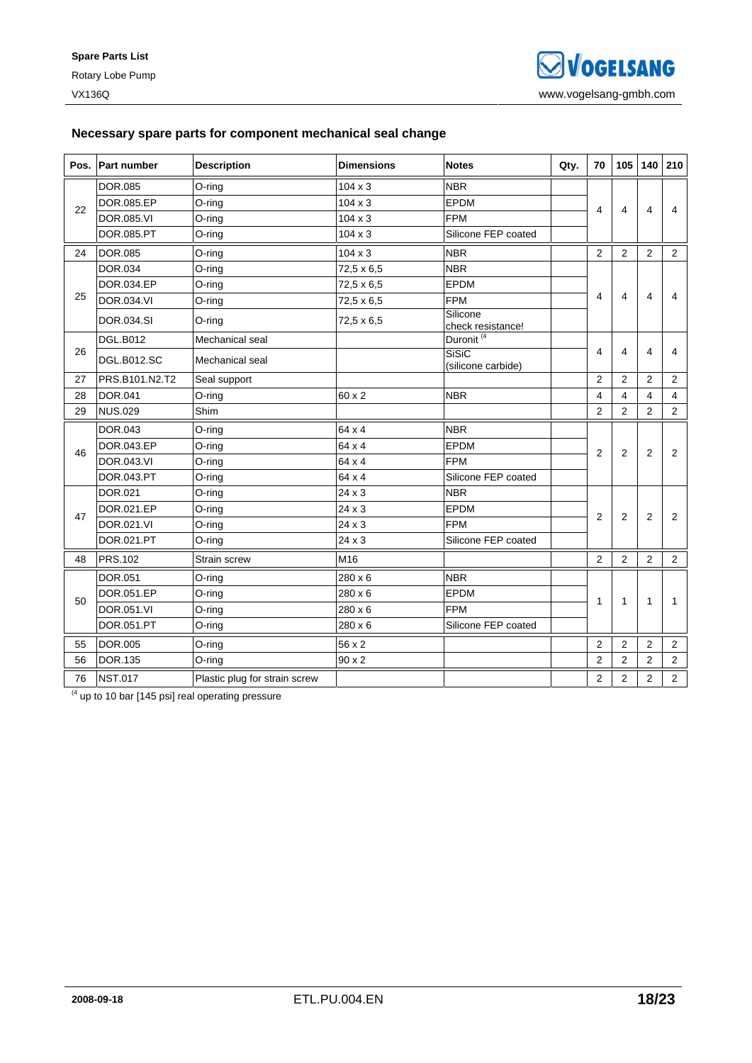## Necessary spare parts for component mechanical seal change

| Pos. | Part number | Description | Dimensions | Notes | Qty. | 70 | 105 | 140 | 210 |
|---|---|---|---|---|---|---|---|---|---|
| 22 | DOR.085 | O-ring | 104 x 3 | NBR | | 4 | 4 | 4 | 4 |
| | DOR.085.EP | O-ring | 104 x 3 | EPDM | | | | | |
| | DOR.085.VI | O-ring | 104 x 3 | FPM | | | | | |
| | DOR.085.PT | O-ring | 104 x 3 | Silicone FEP coated | | | | | |
| 24 | DOR.085 | O-ring | 104 x 3 | NBR | | 2 | 2 | 2 | 2 |
| 25 | DOR.034 | O-ring | 72,5 x 6,5 | NBR | | 4 | 4 | 4 | 4 |
| | DOR.034.EP | O-ring | 72,5 x 6,5 | EPDM | | | | | |
| | DOR.034.VI | O-ring | 72,5 x 6,5 | FPM | | | | | |
| | DOR.034.SI | O-ring | 72,5 x 6,5 | Silicone check resistance! | | | | | |
| 26 | DGL.B012 | Mechanical seal | | Duronit [4] | | 4 | 4 | 4 | 4 |
| | DGL.B012.SC | Mechanical seal | | SiSiC (silicone carbide) | | | | | |
| 27 | PRS.B101.N2.T2 | Seal support | | | | 2 | 2 | 2 | 2 |
| 28 | DOR.041 | O-ring | 60 x 2 | NBR | | 4 | 4 | 4 | 4 |
| 29 | NUS.029 | Shim | | | | 2 | 2 | 2 | 2 |
| 46 | DOR.043 | O-ring | 64 x 4 | NBR | | 2 | 2 | 2 | 2 |
| | DOR.043.EP | O-ring | 64 x 4 | EPDM | | | | | |
| | DOR.043.VI | O-ring | 64 x 4 | FPM | | | | | |
| | DOR.043.PT | O-ring | 64 x 4 | Silicone FEP coated | | | | | |
| 47 | DOR.021 | O-ring | 24 x 3 | NBR | | 2 | 2 | 2 | 2 |
| | DOR.021.EP | O-ring | 24 x 3 | EPDM | | | | | |
| | DOR.021.VI | O-ring | 24 x 3 | FPM | | | | | |
| | DOR.021.PT | O-ring | 24 x 3 | Silicone FEP coated | | | | | |
| 48 | PRS.102 | Strain screw | M16 | | | 2 | 2 | 2 | 2 |
| 50 | DOR.051 | O-ring | 280 x 6 | NBR | | 1 | 1 | 1 | 1 |
| | DOR.051.EP | O-ring | 280 x 6 | EPDM | | | | | |
| | DOR.051.VI | O-ring | 280 x 6 | FPM | | | | | |
| | DOR.051.PT | O-ring | 280 x 6 | Silicone FEP coated | | | | | |
| 55 | DOR.005 | O-ring | 56 x 2 | | | 2 | 2 | 2 | 2 |
| 56 | DOR.135 | O-ring | 90 x 2 | | | 2 | 2 | 2 | 2 |
| 76 | NST.017 | Plastic plug for strain screw | | | | 2 | 2 | 2 | 2 |

[4] up to 10 bar [145 psi] real operating pressure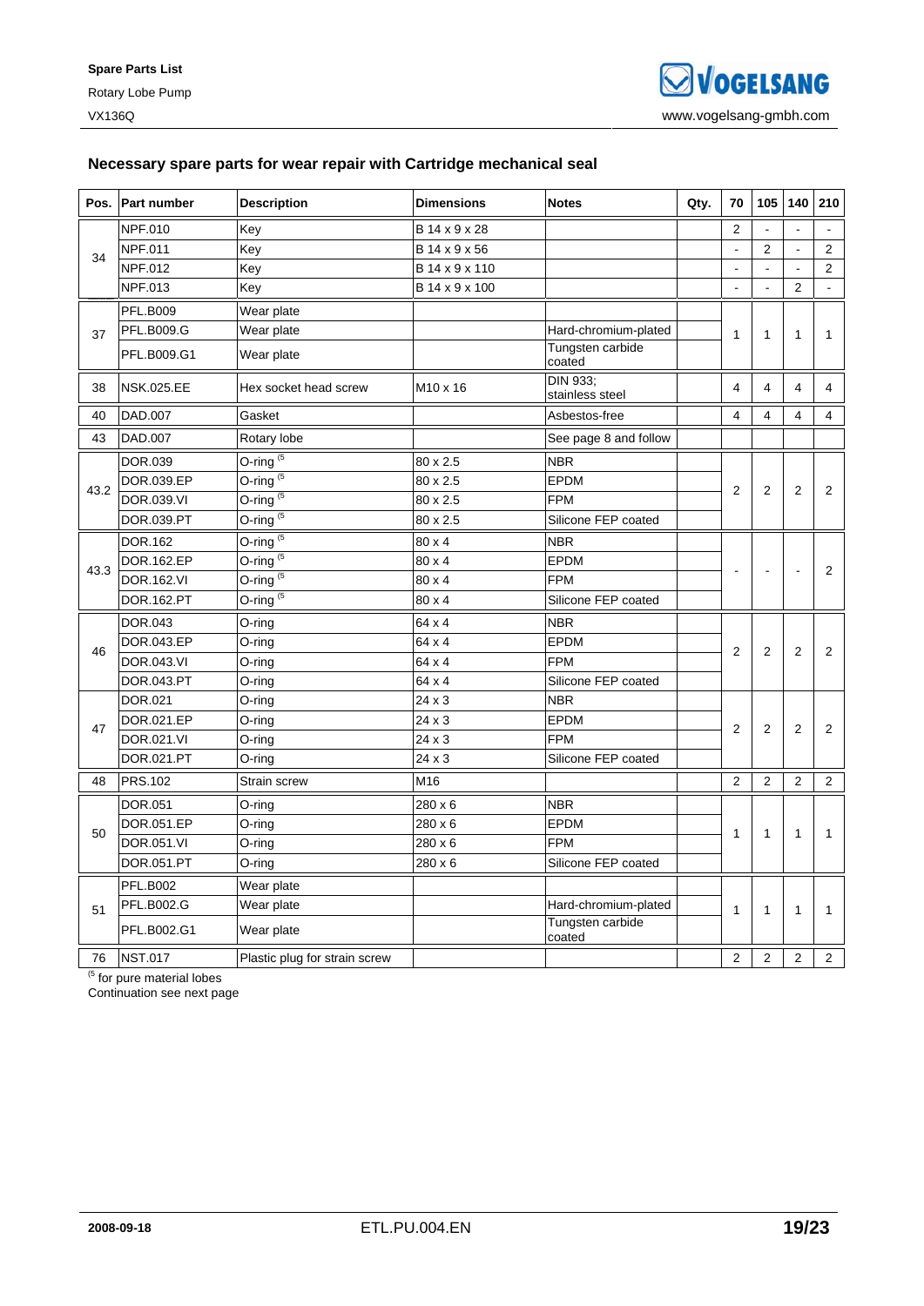## Necessary spare parts for wear repair with Cartridge mechanical seal

| Pos. | Part number | Description | Dimensions | Notes | Qty. | 70 | 105 | 140 | 210 |
|---|---|---|---|---|---|---|---|---|---|
| 34 | NPF.010 | Key | B 14 x 9 x 28 | | | 2 | - | - | - |
| | NPF.011 | Key | B 14 x 9 x 56 | | | - | 2 | - | 2 |
| | NPF.012 | Key | B 14 x 9 x 110 | | | - | - | - | 2 |
| | NPF.013 | Key | B 14 x 9 x 100 | | | - | - | 2 | - |
| 37 | PFL.B009 | Wear plate | | | | 1 | 1 | 1 | 1 |
| | PFL.B009.G | Wear plate | | Hard-chromium-plated | | | | | |
| | PFL.B009.G1 | Wear plate | | Tungsten carbide coated | | | | | |
| 38 | NSK.025.EE | Hex socket head screw | M10 x 16 | DIN 933; stainless steel | | 4 | 4 | 4 | 4 |
| 40 | DAD.007 | Gasket | | Asbestos-free | | 4 | 4 | 4 | 4 |
| 43 | DAD.007 | Rotary lobe | | See page 8 and follow | | | | | |
| 43.2 | DOR.039 | O-ring [5] | 80 x 2.5 | NBR | | 2 | 2 | 2 | 2 |
| | DOR.039.EP | O-ring [5] | 80 x 2.5 | EPDM | | | | | |
| | DOR.039.VI | O-ring [5] | 80 x 2.5 | FPM | | | | | |
| | DOR.039.PT | O-ring [5] | 80 x 2.5 | Silicone FEP coated | | | | | |
| 43.3 | DOR.162 | O-ring [5] | 80 x 4 | NBR | | - | - | - | 2 |
| | DOR.162.EP | O-ring [5] | 80 x 4 | EPDM | | | | | |
| | DOR.162.VI | O-ring [5] | 80 x 4 | FPM | | | | | |
| | DOR.162.PT | O-ring [5] | 80 x 4 | Silicone FEP coated | | | | | |
| 46 | DOR.043 | O-ring | 64 x 4 | NBR | | 2 | 2 | 2 | 2 |
| | DOR.043.EP | O-ring | 64 x 4 | EPDM | | | | | |
| | DOR.043.VI | O-ring | 64 x 4 | FPM | | | | | |
| | DOR.043.PT | O-ring | 64 x 4 | Silicone FEP coated | | | | | |
| 47 | DOR.021 | O-ring | 24 x 3 | NBR | | 2 | 2 | 2 | 2 |
| | DOR.021.EP | O-ring | 24 x 3 | EPDM | | | | | |
| | DOR.021.VI | O-ring | 24 x 3 | FPM | | | | | |
| | DOR.021.PT | O-ring | 24 x 3 | Silicone FEP coated | | | | | |
| 48 | PRS.102 | Strain screw | M16 | | | 2 | 2 | 2 | 2 |
| 50 | DOR.051 | O-ring | 280 x 6 | NBR | | 1 | 1 | 1 | 1 |
| | DOR.051.EP | O-ring | 280 x 6 | EPDM | | | | | |
| | DOR.051.VI | O-ring | 280 x 6 | FPM | | | | | |
| | DOR.051.PT | O-ring | 280 x 6 | Silicone FEP coated | | | | | |
| 51 | PFL.B002 | Wear plate | | | | 1 | 1 | 1 | 1 |
| | PFL.B002.G | Wear plate | | Hard-chromium-plated | | | | | |
| | PFL.B002.G1 | Wear plate | | Tungsten carbide coated | | | | | |
| 76 | NST.017 | Plastic plug for strain screw | | | | 2 | 2 | 2 | 2 |

[5] for pure material lobes

Continuation see next page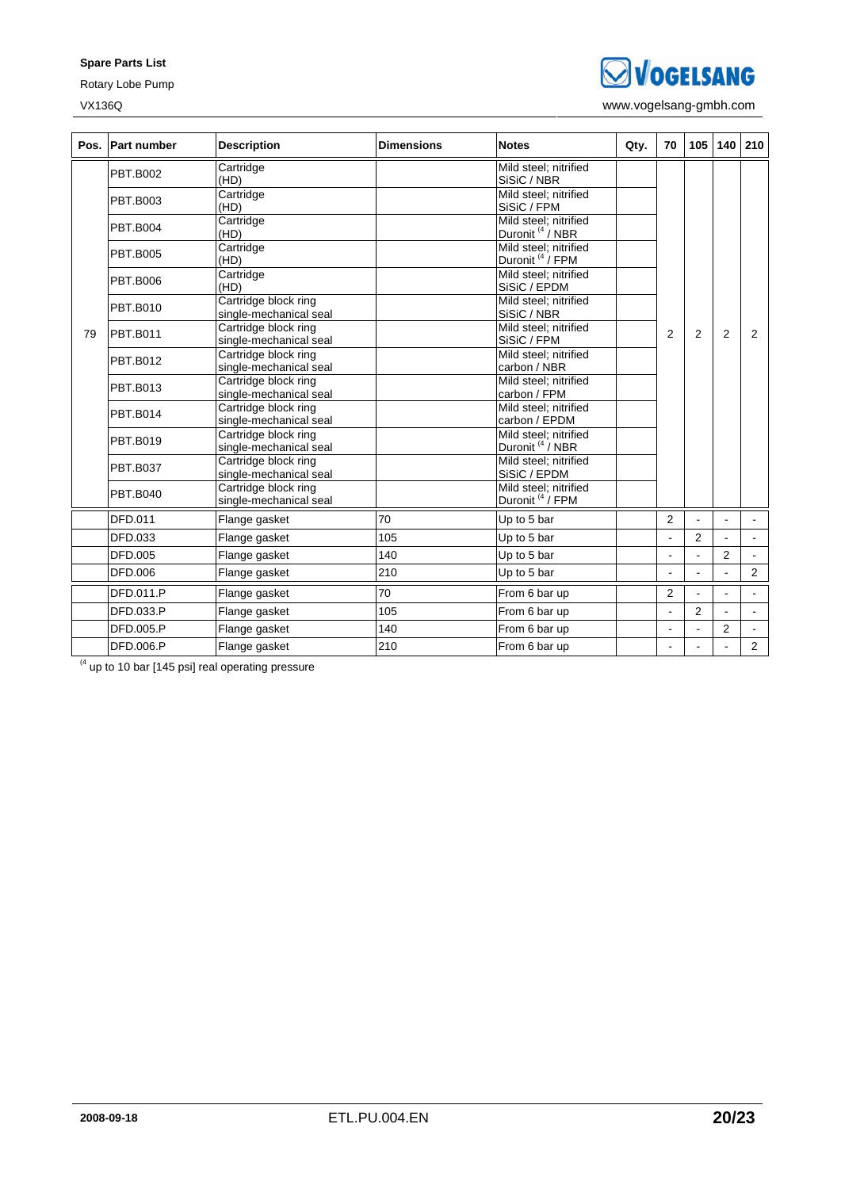| Pos. | Part number | Description | Dimensions | Notes | Qty. | 70 | 105 | 140 | 210 |
|---|---|---|---|---|---|---|---|---|---|
| 79 | PBT.B002 | Cartridge (HD) | | Mild steel; nitrified SiSiC / NBR | | 2 | 2 | 2 | 2 |
| | PBT.B003 | Cartridge (HD) | | Mild steel; nitrified SiSiC / FPM | | | | | |
| | PBT.B004 | Cartridge (HD) | | Mild steel; nitrified Duronit [4] / NBR | | | | | |
| | PBT.B005 | Cartridge (HD) | | Mild steel; nitrified Duronit [4] / FPM | | | | | |
| | PBT.B006 | Cartridge (HD) | | Mild steel; nitrified SiSiC / EPDM | | | | | |
| | PBT.B010 | Cartridge block ring single-mechanical seal | | Mild steel; nitrified SiSiC / NBR | | | | | |
| | PBT.B011 | Cartridge block ring single-mechanical seal | | Mild steel; nitrified SiSiC / FPM | | | | | |
| | PBT.B012 | Cartridge block ring single-mechanical seal | | Mild steel; nitrified carbon / NBR | | | | | |
| | PBT.B013 | Cartridge block ring single-mechanical seal | | Mild steel; nitrified carbon / FPM | | | | | |
| | PBT.B014 | Cartridge block ring single-mechanical seal | | Mild steel; nitrified carbon / EPDM | | | | | |
| | PBT.B019 | Cartridge block ring single-mechanical seal | | Mild steel; nitrified Duronit [4] / NBR | | | | | |
| | PBT.B037 | Cartridge block ring single-mechanical seal | | Mild steel; nitrified SiSiC / EPDM | | | | | |
| | PBT.B040 | Cartridge block ring single-mechanical seal | | Mild steel; nitrified Duronit [4] / FPM | | | | | |
| | DFD.011 | Flange gasket | 70 | Up to 5 bar | | 2 | - | - | - |
| | DFD.033 | Flange gasket | 105 | Up to 5 bar | | - | 2 | - | - |
| | DFD.005 | Flange gasket | 140 | Up to 5 bar | | - | - | 2 | - |
| | DFD.006 | Flange gasket | 210 | Up to 5 bar | | - | - | - | 2 |
| | DFD.011.P | Flange gasket | 70 | From 6 bar up | | 2 | - | - | - |
| | DFD.033.P | Flange gasket | 105 | From 6 bar up | | - | 2 | - | - |
| | DFD.005.P | Flange gasket | 140 | From 6 bar up | | - | - | 2 | - |
| | DFD.006.P | Flange gasket | 210 | From 6 bar up | | - | - | - | 2 |

[4] up to 10 bar [145 psi] real operating pressure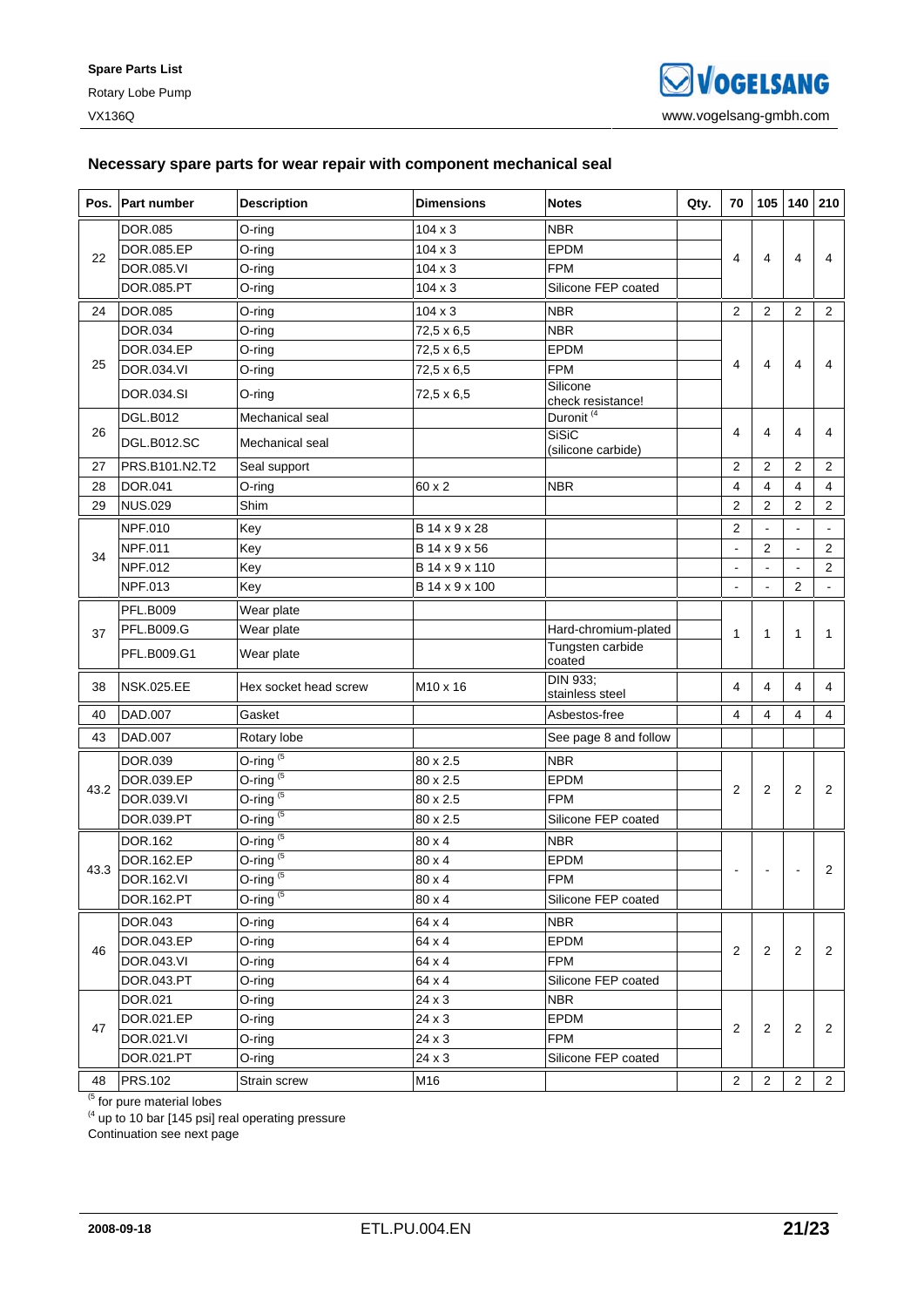## Necessary spare parts for wear repair with component mechanical seal

| Pos. | Part number | Description | Dimensions | Notes | Qty. | 70 | 105 | 140 | 210 |
|---|---|---|---|---|---|---|---|---|---|
| 22 | DOR.085 | O-ring | 104 x 3 | NBR | | 4 | 4 | 4 | 4 |
| | DOR.085.EP | O-ring | 104 x 3 | EPDM | | | | | |
| | DOR.085.VI | O-ring | 104 x 3 | FPM | | | | | |
| | DOR.085.PT | O-ring | 104 x 3 | Silicone FEP coated | | | | | |
| 24 | DOR.085 | O-ring | 104 x 3 | NBR | | 2 | 2 | 2 | 2 |
| 25 | DOR.034 | O-ring | 72,5 x 6,5 | NBR | | 4 | 4 | 4 | 4 |
| | DOR.034.EP | O-ring | 72,5 x 6,5 | EPDM | | | | | |
| | DOR.034.VI | O-ring | 72,5 x 6,5 | FPM | | | | | |
| | DOR.034.SI | O-ring | 72,5 x 6,5 | Silicone check resistance! | | | | | |
| 26 | DGL.B012 | Mechanical seal | | Duronit [4] | | 4 | 4 | 4 | 4 |
| | DGL.B012.SC | Mechanical seal | | SiSiC (silicone carbide) | | | | | |
| 27 | PRS.B101.N2.T2 | Seal support | | | | 2 | 2 | 2 | 2 |
| 28 | DOR.041 | O-ring | 60 x 2 | NBR | | 4 | 4 | 4 | 4 |
| 29 | NUS.029 | Shim | | | | 2 | 2 | 2 | 2 |
| 34 | NPF.010 | Key | B 14 x 9 x 28 | | | 2 | - | - | - |
| | NPF.011 | Key | B 14 x 9 x 56 | | | - | 2 | - | 2 |
| | NPF.012 | Key | B 14 x 9 x 110 | | | - | - | - | 2 |
| | NPF.013 | Key | B 14 x 9 x 100 | | | - | - | 2 | - |
| 37 | PFL.B009 | Wear plate | | | | 1 | 1 | 1 | 1 |
| | PFL.B009.G | Wear plate | | Hard-chromium-plated | | | | | |
| | PFL.B009.G1 | Wear plate | | Tungsten carbide coated | | | | | |
| 38 | NSK.025.EE | Hex socket head screw | M10 x 16 | DIN 933; stainless steel | | 4 | 4 | 4 | 4 |
| 40 | DAD.007 | Gasket | | Asbestos-free | | 4 | 4 | 4 | 4 |
| 43 | DAD.007 | Rotary lobe | | See page 8 and follow | | | | | |
| 43.2 | DOR.039 | O-ring [5] | 80 x 2.5 | NBR | | 2 | 2 | 2 | 2 |
| | DOR.039.EP | O-ring [5] | 80 x 2.5 | EPDM | | | | | |
| | DOR.039.VI | O-ring [5] | 80 x 2.5 | FPM | | | | | |
| | DOR.039.PT | O-ring [5] | 80 x 2.5 | Silicone FEP coated | | | | | |
| 43.3 | DOR.162 | O-ring [5] | 80 x 4 | NBR | | - | - | - | 2 |
| | DOR.162.EP | O-ring [5] | 80 x 4 | EPDM | | | | | |
| | DOR.162.VI | O-ring [5] | 80 x 4 | FPM | | | | | |
| | DOR.162.PT | O-ring [5] | 80 x 4 | Silicone FEP coated | | | | | |
| 46 | DOR.043 | O-ring | 64 x 4 | NBR | | 2 | 2 | 2 | 2 |
| | DOR.043.EP | O-ring | 64 x 4 | EPDM | | | | | |
| | DOR.043.VI | O-ring | 64 x 4 | FPM | | | | | |
| | DOR.043.PT | O-ring | 64 x 4 | Silicone FEP coated | | | | | |
| 47 | DOR.021 | O-ring | 24 x 3 | NBR | | 2 | 2 | 2 | 2 |
| | DOR.021.EP | O-ring | 24 x 3 | EPDM | | | | | |
| | DOR.021.VI | O-ring | 24 x 3 | FPM | | | | | |
| | DOR.021.PT | O-ring | 24 x 3 | Silicone FEP coated | | | | | |
| 48 | PRS.102 | Strain screw | M16 | | | 2 | 2 | 2 | 2 |

[5] for pure material lobes
[4] up to 10 bar [145 psi] real operating pressure
Continuation see next page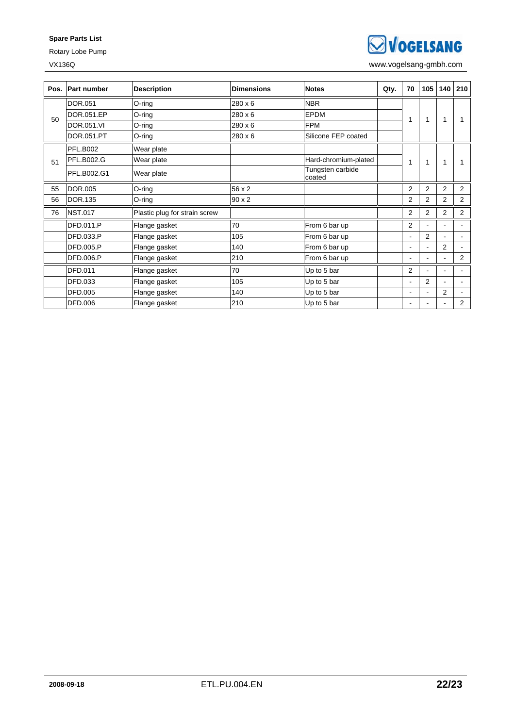| Pos. | Part number | Description | Dimensions | Notes | Qty. | 70 | 105 | 140 | 210 |
|---|---|---|---|---|---|---|---|---|---|
| 50 | DOR.051 | O-ring | 280 x 6 | NBR | | 1 | 1 | 1 | 1 |
| | DOR.051.EP | O-ring | 280 x 6 | EPDM | | | | | |
| | DOR.051.VI | O-ring | 280 x 6 | FPM | | | | | |
| | DOR.051.PT | O-ring | 280 x 6 | Silicone FEP coated | | | | | |
| 51 | PFL.B002 | Wear plate | | | | 1 | 1 | 1 | 1 |
| | PFL.B002.G | Wear plate | | Hard-chromium-plated | | | | | |
| | PFL.B002.G1 | Wear plate | | Tungsten carbide coated | | | | | |
| 55 | DOR.005 | O-ring | 56 x 2 | | | 2 | 2 | 2 | 2 |
| 56 | DOR.135 | O-ring | 90 x 2 | | | 2 | 2 | 2 | 2 |
| 76 | NST.017 | Plastic plug for strain screw | | | | 2 | 2 | 2 | 2 |
| | DFD.011.P | Flange gasket | 70 | From 6 bar up | | 2 | - | - | - |
| | DFD.033.P | Flange gasket | 105 | From 6 bar up | | - | 2 | - | - |
| | DFD.005.P | Flange gasket | 140 | From 6 bar up | | - | - | 2 | - |
| | DFD.006.P | Flange gasket | 210 | From 6 bar up | | - | - | - | 2 |
| | DFD.011 | Flange gasket | 70 | Up to 5 bar | | 2 | - | - | - |
| | DFD.033 | Flange gasket | 105 | Up to 5 bar | | - | 2 | - | - |
| | DFD.005 | Flange gasket | 140 | Up to 5 bar | | - | - | 2 | - |
| | DFD.006 | Flange gasket | 210 | Up to 5 bar | | - | - | - | 2 |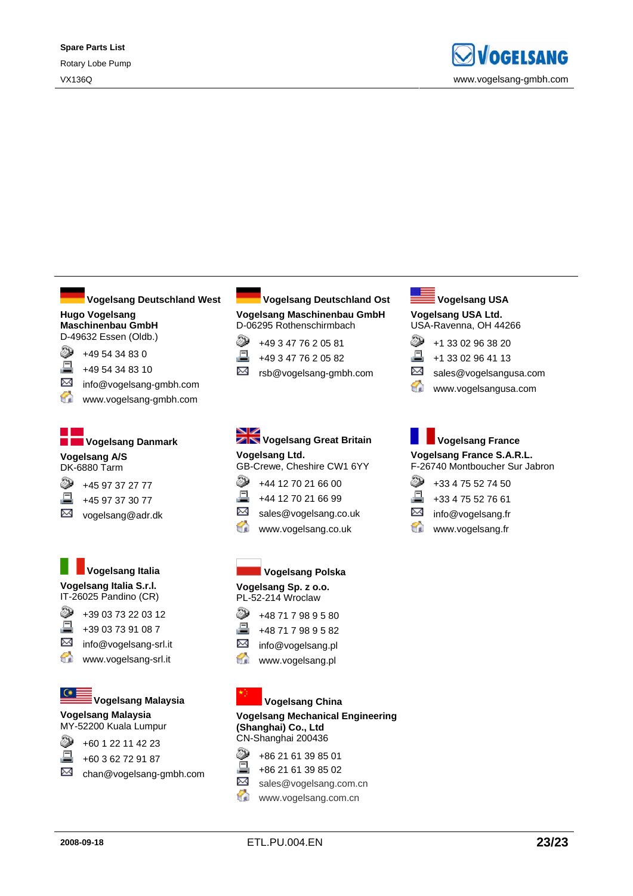### Vogelsang Deutschland West

**Hugo Vogelsang Maschinenbau GmbH**
D-49632 Essen (Oldb.)

+49 54 34 83 0
+49 54 34 83 10
info@vogelsang-gmbh.com
www.vogelsang-gmbh.com

### Vogelsang Deutschland Ost

**Vogelsang Maschinenbau GmbH**
D-06295 Rothenschirmbach

+49 3 47 76 2 05 81
+49 3 47 76 2 05 82
rsb@vogelsang-gmbh.com

### Vogelsang USA

**Vogelsang USA Ltd.**
USA-Ravenna, OH 44266

+1 33 02 96 38 20
+1 33 02 96 41 13
sales@vogelsangusa.com
www.vogelsangusa.com

### Vogelsang Danmark

**Vogelsang A/S**
DK-6880 Tarm

+45 97 37 27 77
+45 97 37 30 77
vogelsang@adr.dk

### Vogelsang Great Britain

**Vogelsang Ltd.**
GB-Crewe, Cheshire CW1 6YY

+44 12 70 21 66 00
+44 12 70 21 66 99
sales@vogelsang.co.uk
www.vogelsang.co.uk

### Vogelsang France

**Vogelsang France S.A.R.L.**
F-26740 Montboucher Sur Jabron

+33 4 75 52 74 50
+33 4 75 52 76 61
info@vogelsang.fr
www.vogelsang.fr

### Vogelsang Italia

**Vogelsang Italia S.r.l.**
IT-26025 Pandino (CR)

+39 03 73 22 03 12
+39 03 73 91 08 7
info@vogelsang-srl.it
www.vogelsang-srl.it

### Vogelsang Polska

**Vogelsang Sp. z o.o.**
PL-52-214 Wroclaw

+48 71 7 98 9 5 80
+48 71 7 98 9 5 82
info@vogelsang.pl
www.vogelsang.pl

### Vogelsang Malaysia

**Vogelsang Malaysia**
MY-52200 Kuala Lumpur

+60 1 22 11 42 23
+60 3 62 72 91 87
chan@vogelsang-gmbh.com

### Vogelsang China

**Vogelsang Mechanical Engineering (Shanghai) Co., Ltd**
CN-Shanghai 200436

+86 21 61 39 85 01
+86 21 61 39 85 02
sales@vogelsang.com.cn
www.vogelsang.com.cn